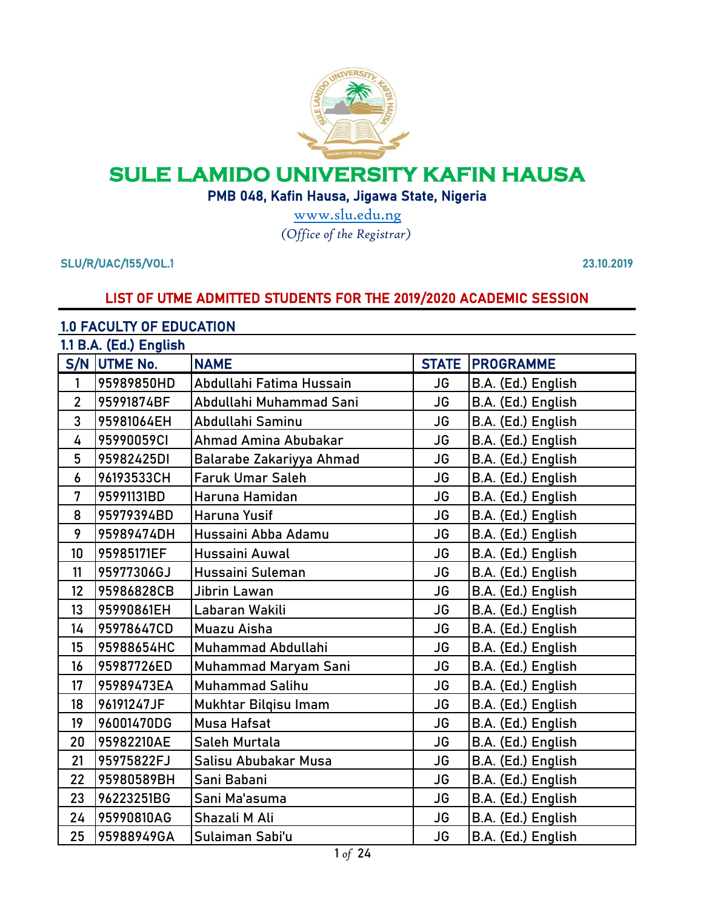# SULE LAMIDO UNIVERSITY KAFIN HAUSA

**PMB 048, Kafin Hausa, Jigawa State, Nigeria**

www.slu.edu.ng

*(Office of the Registrar)*

**SLU/R/UAC/155/VOL.1** **23.10.2019**

## LIST OF UTME ADMITTED STUDENTS FOR THE 2019/2020 ACADEMIC SESSION

### 1.0 FACULTY OF EDUCATION

### 1.1 B.A. (Ed.) English

| S/N | UTME No. | NAME | STATE | PROGRAMME |
|---|---|---|---|---|
| 1 | 95989850HD | Abdullahi Fatima Hussain | JG | B.A. (Ed.) English |
| 2 | 95991874BF | Abdullahi Muhammad Sani | JG | B.A. (Ed.) English |
| 3 | 95981064EH | Abdullahi Saminu | JG | B.A. (Ed.) English |
| 4 | 95990059CI | Ahmad Amina Abubakar | JG | B.A. (Ed.) English |
| 5 | 95982425DI | Balarabe Zakariyya Ahmad | JG | B.A. (Ed.) English |
| 6 | 96193533CH | Faruk Umar Saleh | JG | B.A. (Ed.) English |
| 7 | 95991131BD | Haruna Hamidan | JG | B.A. (Ed.) English |
| 8 | 95979394BD | Haruna Yusif | JG | B.A. (Ed.) English |
| 9 | 95989474DH | Hussaini Abba Adamu | JG | B.A. (Ed.) English |
| 10 | 95985171EF | Hussaini Auwal | JG | B.A. (Ed.) English |
| 11 | 95977306GJ | Hussaini Suleman | JG | B.A. (Ed.) English |
| 12 | 95986828CB | Jibrin Lawan | JG | B.A. (Ed.) English |
| 13 | 95990861EH | Labaran Wakili | JG | B.A. (Ed.) English |
| 14 | 95978647CD | Muazu Aisha | JG | B.A. (Ed.) English |
| 15 | 95988654HC | Muhammad Abdullahi | JG | B.A. (Ed.) English |
| 16 | 95987726ED | Muhammad Maryam Sani | JG | B.A. (Ed.) English |
| 17 | 95989473EA | Muhammad Salihu | JG | B.A. (Ed.) English |
| 18 | 96191247JF | Mukhtar Bilqisu Imam | JG | B.A. (Ed.) English |
| 19 | 96001470DG | Musa Hafsat | JG | B.A. (Ed.) English |
| 20 | 95982210AE | Saleh Murtala | JG | B.A. (Ed.) English |
| 21 | 95975822FJ | Salisu Abubakar Musa | JG | B.A. (Ed.) English |
| 22 | 95980589BH | Sani Babani | JG | B.A. (Ed.) English |
| 23 | 96223251BG | Sani Ma'asuma | JG | B.A. (Ed.) English |
| 24 | 95990810AG | Shazali M Ali | JG | B.A. (Ed.) English |
| 25 | 95988949GA | Sulaiman Sabi'u | JG | B.A. (Ed.) English |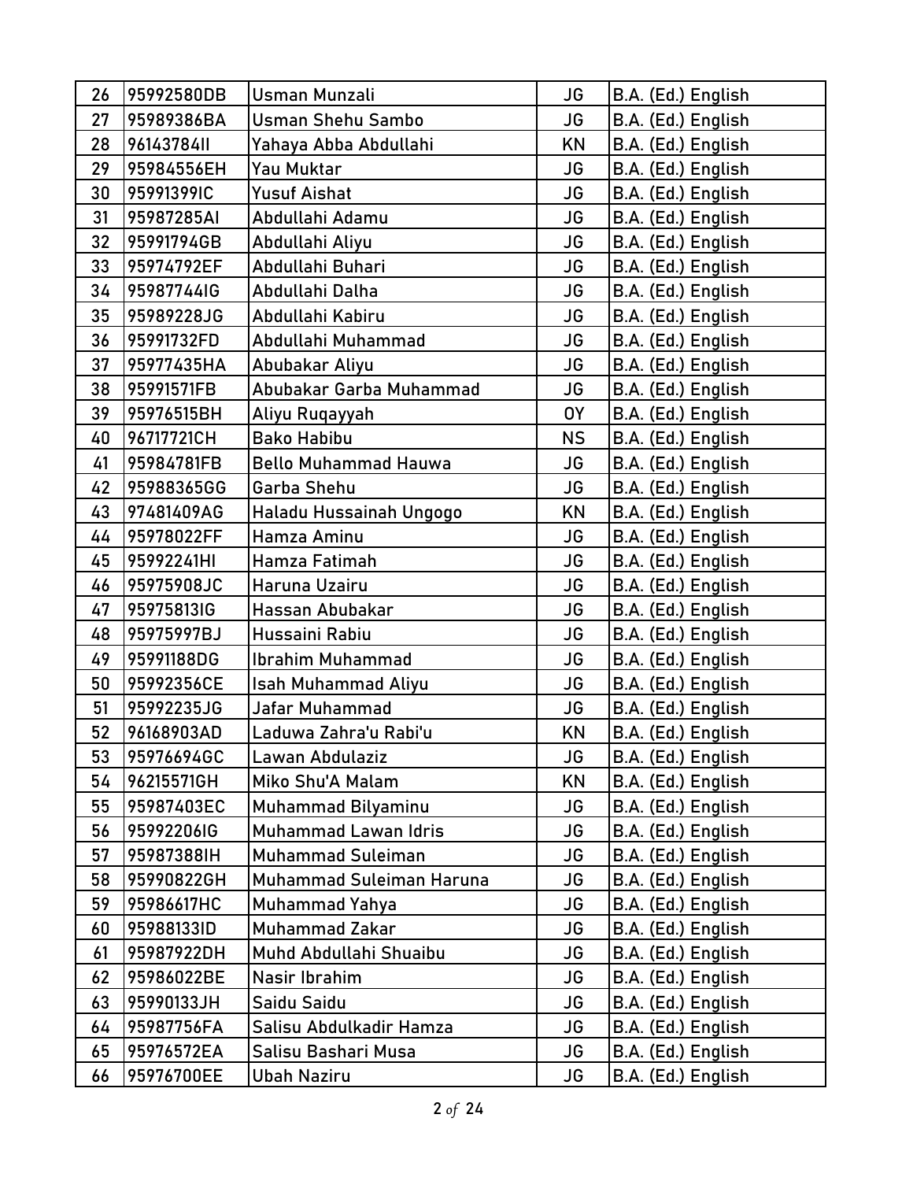| 26 | 95992580DB | Usman Munzali | JG | B.A. (Ed.) English |
|---|---|---|---|---|
| 27 | 95989386BA | Usman Shehu Sambo | JG | B.A. (Ed.) English |
| 28 | 96143784II | Yahaya Abba Abdullahi | KN | B.A. (Ed.) English |
| 29 | 95984556EH | Yau Muktar | JG | B.A. (Ed.) English |
| 30 | 95991399IC | Yusuf Aishat | JG | B.A. (Ed.) English |
| 31 | 95987285AI | Abdullahi Adamu | JG | B.A. (Ed.) English |
| 32 | 95991794GB | Abdullahi Aliyu | JG | B.A. (Ed.) English |
| 33 | 95974792EF | Abdullahi Buhari | JG | B.A. (Ed.) English |
| 34 | 95987744IG | Abdullahi Dalha | JG | B.A. (Ed.) English |
| 35 | 95989228JG | Abdullahi Kabiru | JG | B.A. (Ed.) English |
| 36 | 95991732FD | Abdullahi Muhammad | JG | B.A. (Ed.) English |
| 37 | 95977435HA | Abubakar Aliyu | JG | B.A. (Ed.) English |
| 38 | 95991571FB | Abubakar Garba Muhammad | JG | B.A. (Ed.) English |
| 39 | 95976515BH | Aliyu Ruqayyah | OY | B.A. (Ed.) English |
| 40 | 96717721CH | Bako Habibu | NS | B.A. (Ed.) English |
| 41 | 95984781FB | Bello Muhammad Hauwa | JG | B.A. (Ed.) English |
| 42 | 95988365GG | Garba Shehu | JG | B.A. (Ed.) English |
| 43 | 97481409AG | Haladu Hussainah Ungogo | KN | B.A. (Ed.) English |
| 44 | 95978022FF | Hamza Aminu | JG | B.A. (Ed.) English |
| 45 | 95992241HI | Hamza Fatimah | JG | B.A. (Ed.) English |
| 46 | 95975908JC | Haruna Uzairu | JG | B.A. (Ed.) English |
| 47 | 95975813IG | Hassan Abubakar | JG | B.A. (Ed.) English |
| 48 | 95975997BJ | Hussaini Rabiu | JG | B.A. (Ed.) English |
| 49 | 95991188DG | Ibrahim Muhammad | JG | B.A. (Ed.) English |
| 50 | 95992356CE | Isah Muhammad Aliyu | JG | B.A. (Ed.) English |
| 51 | 95992235JG | Jafar Muhammad | JG | B.A. (Ed.) English |
| 52 | 96168903AD | Laduwa Zahra'u Rabi'u | KN | B.A. (Ed.) English |
| 53 | 95976694GC | Lawan Abdulaziz | JG | B.A. (Ed.) English |
| 54 | 96215571GH | Miko Shu'A Malam | KN | B.A. (Ed.) English |
| 55 | 95987403EC | Muhammad Bilyaminu | JG | B.A. (Ed.) English |
| 56 | 95992206IG | Muhammad Lawan Idris | JG | B.A. (Ed.) English |
| 57 | 95987388IH | Muhammad Suleiman | JG | B.A. (Ed.) English |
| 58 | 95990822GH | Muhammad Suleiman Haruna | JG | B.A. (Ed.) English |
| 59 | 95986617HC | Muhammad Yahya | JG | B.A. (Ed.) English |
| 60 | 95988133ID | Muhammad Zakar | JG | B.A. (Ed.) English |
| 61 | 95987922DH | Muhd Abdullahi Shuaibu | JG | B.A. (Ed.) English |
| 62 | 95986022BE | Nasir Ibrahim | JG | B.A. (Ed.) English |
| 63 | 95990133JH | Saidu Saidu | JG | B.A. (Ed.) English |
| 64 | 95987756FA | Salisu Abdulkadir Hamza | JG | B.A. (Ed.) English |
| 65 | 95976572EA | Salisu Bashari Musa | JG | B.A. (Ed.) English |
| 66 | 95976700EE | Ubah Naziru | JG | B.A. (Ed.) English |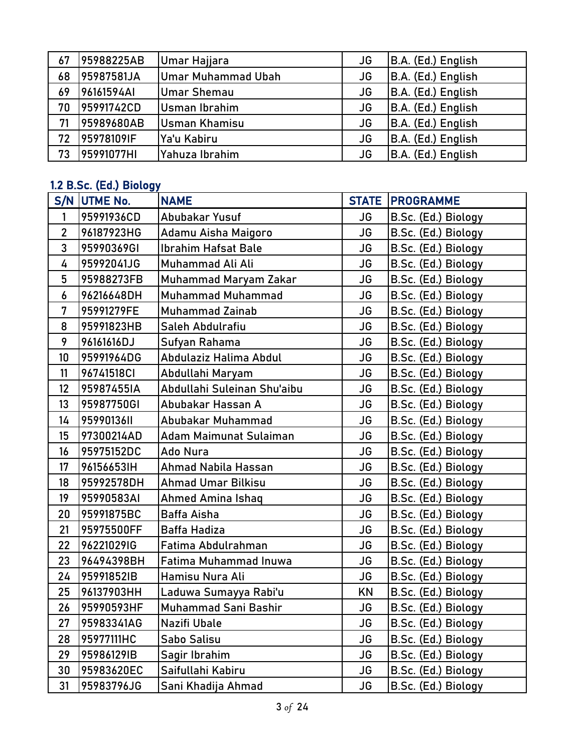| 67 | 95988225AB | Umar Hajjara | JG | B.A. (Ed.) English |
|---|---|---|---|---|
| 68 | 95987581JA | Umar Muhammad Ubah | JG | B.A. (Ed.) English |
| 69 | 96161594AI | Umar Shemau | JG | B.A. (Ed.) English |
| 70 | 95991742CD | Usman Ibrahim | JG | B.A. (Ed.) English |
| 71 | 95989680AB | Usman Khamisu | JG | B.A. (Ed.) English |
| 72 | 95978109IF | Ya'u Kabiru | JG | B.A. (Ed.) English |
| 73 | 95991077HI | Yahuza Ibrahim | JG | B.A. (Ed.) English |

### 1.2 B.Sc. (Ed.) Biology

| S/N | UTME No. | NAME | STATE | PROGRAMME |
|---|---|---|---|---|
| 1 | 95991936CD | Abubakar Yusuf | JG | B.Sc. (Ed.) Biology |
| 2 | 96187923HG | Adamu Aisha Maigoro | JG | B.Sc. (Ed.) Biology |
| 3 | 95990369GI | Ibrahim Hafsat Bale | JG | B.Sc. (Ed.) Biology |
| 4 | 95992041JG | Muhammad Ali Ali | JG | B.Sc. (Ed.) Biology |
| 5 | 95988273FB | Muhammad Maryam Zakar | JG | B.Sc. (Ed.) Biology |
| 6 | 96216648DH | Muhammad Muhammad | JG | B.Sc. (Ed.) Biology |
| 7 | 95991279FE | Muhammad Zainab | JG | B.Sc. (Ed.) Biology |
| 8 | 95991823HB | Saleh Abdulrafiu | JG | B.Sc. (Ed.) Biology |
| 9 | 96161616DJ | Sufyan Rahama | JG | B.Sc. (Ed.) Biology |
| 10 | 95991964DG | Abdulaziz Halima Abdul | JG | B.Sc. (Ed.) Biology |
| 11 | 96741518CI | Abdullahi Maryam | JG | B.Sc. (Ed.) Biology |
| 12 | 95987455IA | Abdullahi Suleinan Shu'aibu | JG | B.Sc. (Ed.) Biology |
| 13 | 95987750GI | Abubakar Hassan A | JG | B.Sc. (Ed.) Biology |
| 14 | 95990136II | Abubakar Muhammad | JG | B.Sc. (Ed.) Biology |
| 15 | 97300214AD | Adam Maimunat Sulaiman | JG | B.Sc. (Ed.) Biology |
| 16 | 95975152DC | Ado Nura | JG | B.Sc. (Ed.) Biology |
| 17 | 96156653IH | Ahmad Nabila Hassan | JG | B.Sc. (Ed.) Biology |
| 18 | 95992578DH | Ahmad Umar Bilkisu | JG | B.Sc. (Ed.) Biology |
| 19 | 95990583AI | Ahmed Amina Ishaq | JG | B.Sc. (Ed.) Biology |
| 20 | 95991875BC | Baffa Aisha | JG | B.Sc. (Ed.) Biology |
| 21 | 95975500FF | Baffa Hadiza | JG | B.Sc. (Ed.) Biology |
| 22 | 96221029IG | Fatima Abdulrahman | JG | B.Sc. (Ed.) Biology |
| 23 | 96494398BH | Fatima Muhammad Inuwa | JG | B.Sc. (Ed.) Biology |
| 24 | 95991852IB | Hamisu Nura Ali | JG | B.Sc. (Ed.) Biology |
| 25 | 96137903HH | Laduwa Sumayya Rabi'u | KN | B.Sc. (Ed.) Biology |
| 26 | 95990593HF | Muhammad Sani Bashir | JG | B.Sc. (Ed.) Biology |
| 27 | 95983341AG | Nazifi Ubale | JG | B.Sc. (Ed.) Biology |
| 28 | 95977111HC | Sabo Salisu | JG | B.Sc. (Ed.) Biology |
| 29 | 95986129IB | Sagir Ibrahim | JG | B.Sc. (Ed.) Biology |
| 30 | 95983620EC | Saifullahi Kabiru | JG | B.Sc. (Ed.) Biology |
| 31 | 95983796JG | Sani Khadija Ahmad | JG | B.Sc. (Ed.) Biology |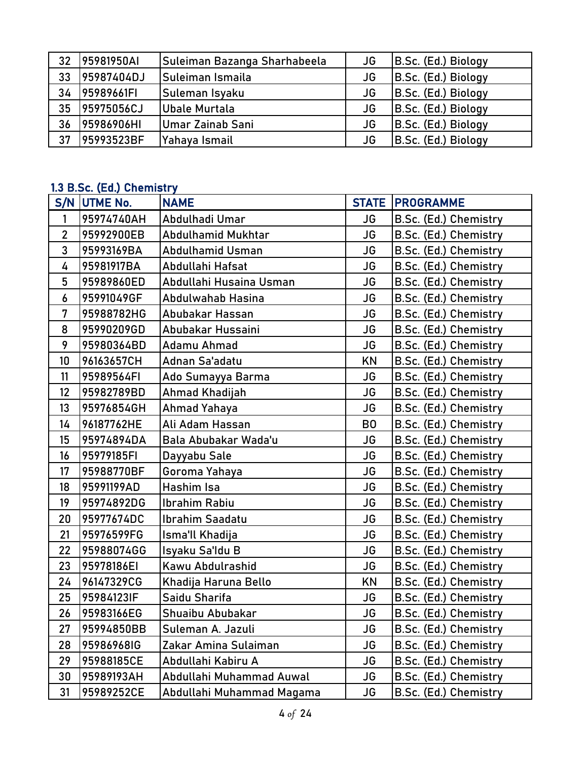| 32 | 95981950AI | Suleiman Bazanga Sharhabeela | JG | B.Sc. (Ed.) Biology |
|---|---|---|---|---|
| 33 | 95987404DJ | Suleiman Ismaila | JG | B.Sc. (Ed.) Biology |
| 34 | 95989661FI | Suleman Isyaku | JG | B.Sc. (Ed.) Biology |
| 35 | 95975056CJ | Ubale Murtala | JG | B.Sc. (Ed.) Biology |
| 36 | 95986906HI | Umar Zainab Sani | JG | B.Sc. (Ed.) Biology |
| 37 | 95993523BF | Yahaya Ismail | JG | B.Sc. (Ed.) Biology |

### 1.3 B.Sc. (Ed.) Chemistry

| S/N | UTME No. | NAME | STATE | PROGRAMME |
|---|---|---|---|---|
| 1 | 95974740AH | Abdulhadi Umar | JG | B.Sc. (Ed.) Chemistry |
| 2 | 95992900EB | Abdulhamid Mukhtar | JG | B.Sc. (Ed.) Chemistry |
| 3 | 95993169BA | Abdulhamid Usman | JG | B.Sc. (Ed.) Chemistry |
| 4 | 95981917BA | Abdullahi Hafsat | JG | B.Sc. (Ed.) Chemistry |
| 5 | 95989860ED | Abdullahi Husaina Usman | JG | B.Sc. (Ed.) Chemistry |
| 6 | 95991049GF | Abdulwahab Hasina | JG | B.Sc. (Ed.) Chemistry |
| 7 | 95988782HG | Abubakar Hassan | JG | B.Sc. (Ed.) Chemistry |
| 8 | 95990209GD | Abubakar Hussaini | JG | B.Sc. (Ed.) Chemistry |
| 9 | 95980364BD | Adamu Ahmad | JG | B.Sc. (Ed.) Chemistry |
| 10 | 96163657CH | Adnan Sa'adatu | KN | B.Sc. (Ed.) Chemistry |
| 11 | 95989564FI | Ado Sumayya Barma | JG | B.Sc. (Ed.) Chemistry |
| 12 | 95982789BD | Ahmad Khadijah | JG | B.Sc. (Ed.) Chemistry |
| 13 | 95976854GH | Ahmad Yahaya | JG | B.Sc. (Ed.) Chemistry |
| 14 | 96187762HE | Ali Adam Hassan | BO | B.Sc. (Ed.) Chemistry |
| 15 | 95974894DA | Bala Abubakar Wada'u | JG | B.Sc. (Ed.) Chemistry |
| 16 | 95979185FI | Dayyabu Sale | JG | B.Sc. (Ed.) Chemistry |
| 17 | 95988770BF | Goroma Yahaya | JG | B.Sc. (Ed.) Chemistry |
| 18 | 95991199AD | Hashim Isa | JG | B.Sc. (Ed.) Chemistry |
| 19 | 95974892DG | Ibrahim Rabiu | JG | B.Sc. (Ed.) Chemistry |
| 20 | 95977674DC | Ibrahim Saadatu | JG | B.Sc. (Ed.) Chemistry |
| 21 | 95976599FG | Isma'Il Khadija | JG | B.Sc. (Ed.) Chemistry |
| 22 | 95988074GG | Isyaku Sa'Idu B | JG | B.Sc. (Ed.) Chemistry |
| 23 | 95978186EI | Kawu Abdulrashid | JG | B.Sc. (Ed.) Chemistry |
| 24 | 96147329CG | Khadija Haruna Bello | KN | B.Sc. (Ed.) Chemistry |
| 25 | 95984123IF | Saidu Sharifa | JG | B.Sc. (Ed.) Chemistry |
| 26 | 95983166EG | Shuaibu Abubakar | JG | B.Sc. (Ed.) Chemistry |
| 27 | 95994850BB | Suleman A. Jazuli | JG | B.Sc. (Ed.) Chemistry |
| 28 | 95986968IG | Zakar Amina Sulaiman | JG | B.Sc. (Ed.) Chemistry |
| 29 | 95988185CE | Abdullahi Kabiru A | JG | B.Sc. (Ed.) Chemistry |
| 30 | 95989193AH | Abdullahi Muhammad Auwal | JG | B.Sc. (Ed.) Chemistry |
| 31 | 95989252CE | Abdullahi Muhammad Magama | JG | B.Sc. (Ed.) Chemistry |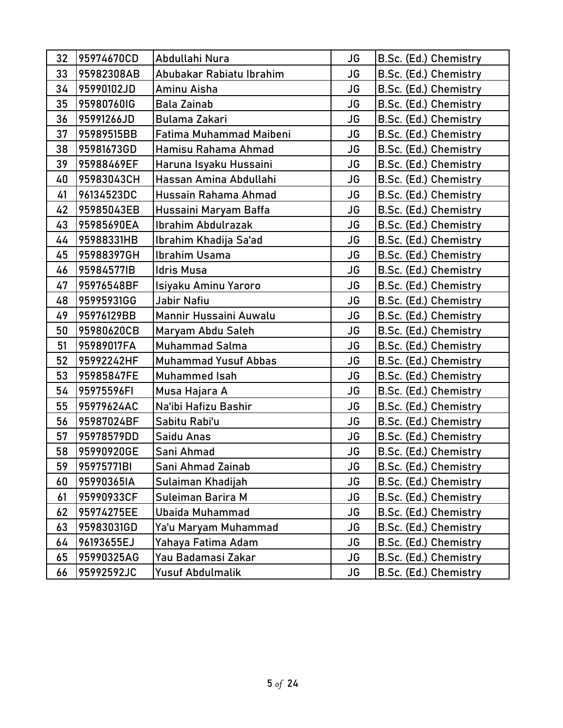| 32 | 95974670CD | Abdullahi Nura | JG | B.Sc. (Ed.) Chemistry |
|---|---|---|---|---|
| 33 | 95982308AB | Abubakar Rabiatu Ibrahim | JG | B.Sc. (Ed.) Chemistry |
| 34 | 95990102JD | Aminu Aisha | JG | B.Sc. (Ed.) Chemistry |
| 35 | 95980760IG | Bala Zainab | JG | B.Sc. (Ed.) Chemistry |
| 36 | 95991266JD | Bulama Zakari | JG | B.Sc. (Ed.) Chemistry |
| 37 | 95989515BB | Fatima Muhammad Maibeni | JG | B.Sc. (Ed.) Chemistry |
| 38 | 95981673GD | Hamisu Rahama Ahmad | JG | B.Sc. (Ed.) Chemistry |
| 39 | 95988469EF | Haruna Isyaku Hussaini | JG | B.Sc. (Ed.) Chemistry |
| 40 | 95983043CH | Hassan Amina Abdullahi | JG | B.Sc. (Ed.) Chemistry |
| 41 | 96134523DC | Hussain Rahama Ahmad | JG | B.Sc. (Ed.) Chemistry |
| 42 | 95985043EB | Hussaini Maryam Baffa | JG | B.Sc. (Ed.) Chemistry |
| 43 | 95985690EA | Ibrahim Abdulrazak | JG | B.Sc. (Ed.) Chemistry |
| 44 | 95988331HB | Ibrahim Khadija Sa'ad | JG | B.Sc. (Ed.) Chemistry |
| 45 | 95988397GH | Ibrahim Usama | JG | B.Sc. (Ed.) Chemistry |
| 46 | 95984577IB | Idris Musa | JG | B.Sc. (Ed.) Chemistry |
| 47 | 95976548BF | Isiyaku Aminu Yaroro | JG | B.Sc. (Ed.) Chemistry |
| 48 | 95995931GG | Jabir Nafiu | JG | B.Sc. (Ed.) Chemistry |
| 49 | 95976129BB | Mannir Hussaini Auwalu | JG | B.Sc. (Ed.) Chemistry |
| 50 | 95980620CB | Maryam Abdu Saleh | JG | B.Sc. (Ed.) Chemistry |
| 51 | 95989017FA | Muhammad Salma | JG | B.Sc. (Ed.) Chemistry |
| 52 | 95992242HF | Muhammad Yusuf Abbas | JG | B.Sc. (Ed.) Chemistry |
| 53 | 95985847FE | Muhammed Isah | JG | B.Sc. (Ed.) Chemistry |
| 54 | 95975596FI | Musa Hajara A | JG | B.Sc. (Ed.) Chemistry |
| 55 | 95979624AC | Na'ibi Hafizu Bashir | JG | B.Sc. (Ed.) Chemistry |
| 56 | 95987024BF | Sabitu Rabi'u | JG | B.Sc. (Ed.) Chemistry |
| 57 | 95978579DD | Saidu Anas | JG | B.Sc. (Ed.) Chemistry |
| 58 | 95990920GE | Sani Ahmad | JG | B.Sc. (Ed.) Chemistry |
| 59 | 95975771BI | Sani Ahmad Zainab | JG | B.Sc. (Ed.) Chemistry |
| 60 | 95990365IA | Sulaiman Khadijah | JG | B.Sc. (Ed.) Chemistry |
| 61 | 95990933CF | Suleiman Barira M | JG | B.Sc. (Ed.) Chemistry |
| 62 | 95974275EE | Ubaida Muhammad | JG | B.Sc. (Ed.) Chemistry |
| 63 | 95983031GD | Ya'u Maryam Muhammad | JG | B.Sc. (Ed.) Chemistry |
| 64 | 96193655EJ | Yahaya Fatima Adam | JG | B.Sc. (Ed.) Chemistry |
| 65 | 95990325AG | Yau Badamasi Zakar | JG | B.Sc. (Ed.) Chemistry |
| 66 | 95992592JC | Yusuf Abdulmalik | JG | B.Sc. (Ed.) Chemistry |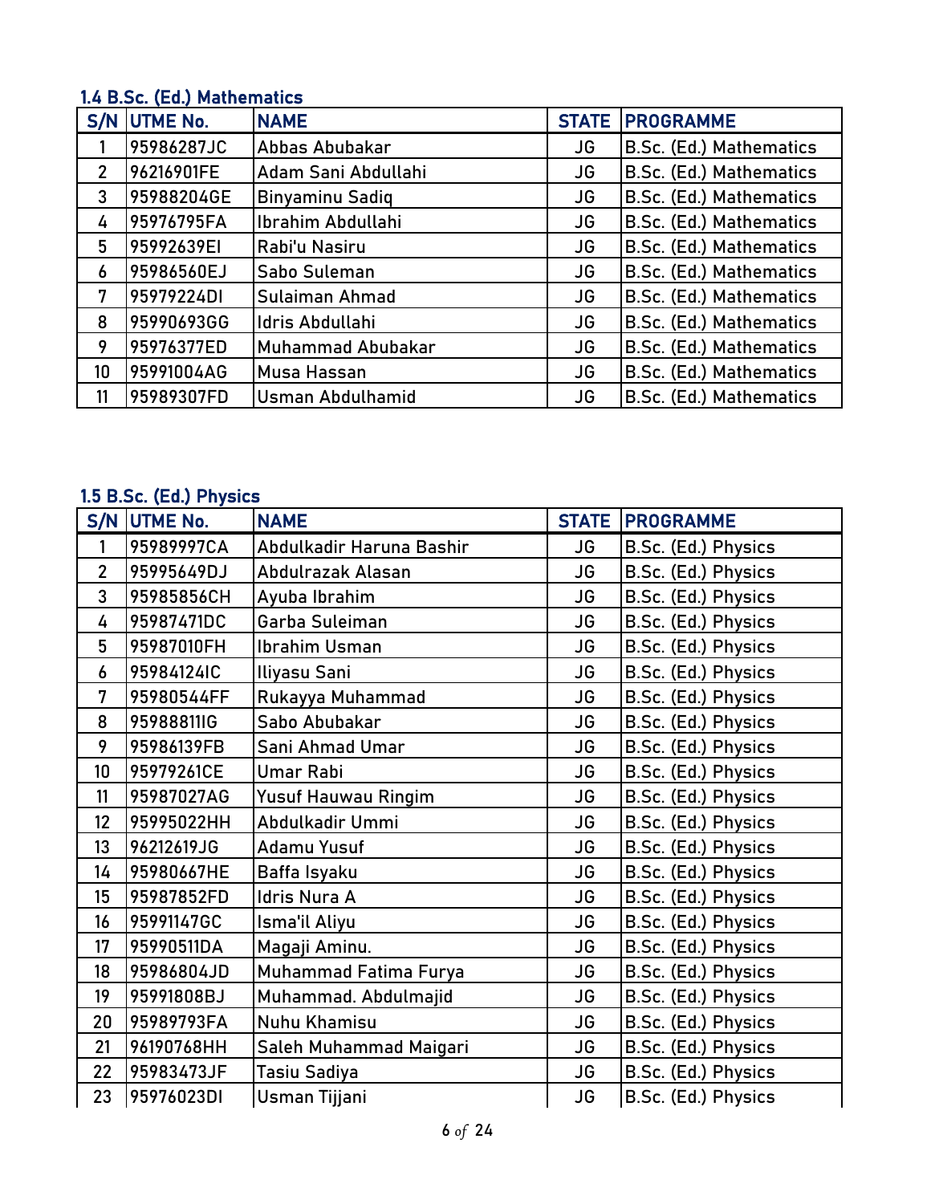### 1.4 B.Sc. (Ed.) Mathematics

| S/N | UTME No. | NAME | STATE | PROGRAMME |
|---|---|---|---|---|
| 1 | 95986287JC | Abbas Abubakar | JG | B.Sc. (Ed.) Mathematics |
| 2 | 96216901FE | Adam Sani Abdullahi | JG | B.Sc. (Ed.) Mathematics |
| 3 | 95988204GE | Binyaminu Sadiq | JG | B.Sc. (Ed.) Mathematics |
| 4 | 95976795FA | Ibrahim Abdullahi | JG | B.Sc. (Ed.) Mathematics |
| 5 | 95992639EI | Rabi'u Nasiru | JG | B.Sc. (Ed.) Mathematics |
| 6 | 95986560EJ | Sabo Suleman | JG | B.Sc. (Ed.) Mathematics |
| 7 | 95979224DI | Sulaiman Ahmad | JG | B.Sc. (Ed.) Mathematics |
| 8 | 95990693GG | Idris Abdullahi | JG | B.Sc. (Ed.) Mathematics |
| 9 | 95976377ED | Muhammad Abubakar | JG | B.Sc. (Ed.) Mathematics |
| 10 | 95991004AG | Musa Hassan | JG | B.Sc. (Ed.) Mathematics |
| 11 | 95989307FD | Usman Abdulhamid | JG | B.Sc. (Ed.) Mathematics |

### 1.5 B.Sc. (Ed.) Physics

| S/N | UTME No. | NAME | STATE | PROGRAMME |
|---|---|---|---|---|
| 1 | 95989997CA | Abdulkadir Haruna Bashir | JG | B.Sc. (Ed.) Physics |
| 2 | 95995649DJ | Abdulrazak Alasan | JG | B.Sc. (Ed.) Physics |
| 3 | 95985856CH | Ayuba Ibrahim | JG | B.Sc. (Ed.) Physics |
| 4 | 95987471DC | Garba Suleiman | JG | B.Sc. (Ed.) Physics |
| 5 | 95987010FH | Ibrahim Usman | JG | B.Sc. (Ed.) Physics |
| 6 | 95984124IC | Iliyasu Sani | JG | B.Sc. (Ed.) Physics |
| 7 | 95980544FF | Rukayya Muhammad | JG | B.Sc. (Ed.) Physics |
| 8 | 95988811IG | Sabo Abubakar | JG | B.Sc. (Ed.) Physics |
| 9 | 95986139FB | Sani Ahmad Umar | JG | B.Sc. (Ed.) Physics |
| 10 | 95979261CE | Umar Rabi | JG | B.Sc. (Ed.) Physics |
| 11 | 95987027AG | Yusuf Hauwau Ringim | JG | B.Sc. (Ed.) Physics |
| 12 | 95995022HH | Abdulkadir Ummi | JG | B.Sc. (Ed.) Physics |
| 13 | 96212619JG | Adamu Yusuf | JG | B.Sc. (Ed.) Physics |
| 14 | 95980667HE | Baffa Isyaku | JG | B.Sc. (Ed.) Physics |
| 15 | 95987852FD | Idris Nura A | JG | B.Sc. (Ed.) Physics |
| 16 | 95991147GC | Isma'il Aliyu | JG | B.Sc. (Ed.) Physics |
| 17 | 95990511DA | Magaji Aminu. | JG | B.Sc. (Ed.) Physics |
| 18 | 95986804JD | Muhammad Fatima Furya | JG | B.Sc. (Ed.) Physics |
| 19 | 95991808BJ | Muhammad. Abdulmajid | JG | B.Sc. (Ed.) Physics |
| 20 | 95989793FA | Nuhu Khamisu | JG | B.Sc. (Ed.) Physics |
| 21 | 96190768HH | Saleh Muhammad Maigari | JG | B.Sc. (Ed.) Physics |
| 22 | 95983473JF | Tasiu Sadiya | JG | B.Sc. (Ed.) Physics |
| 23 | 95976023DI | Usman Tijjani | JG | B.Sc. (Ed.) Physics |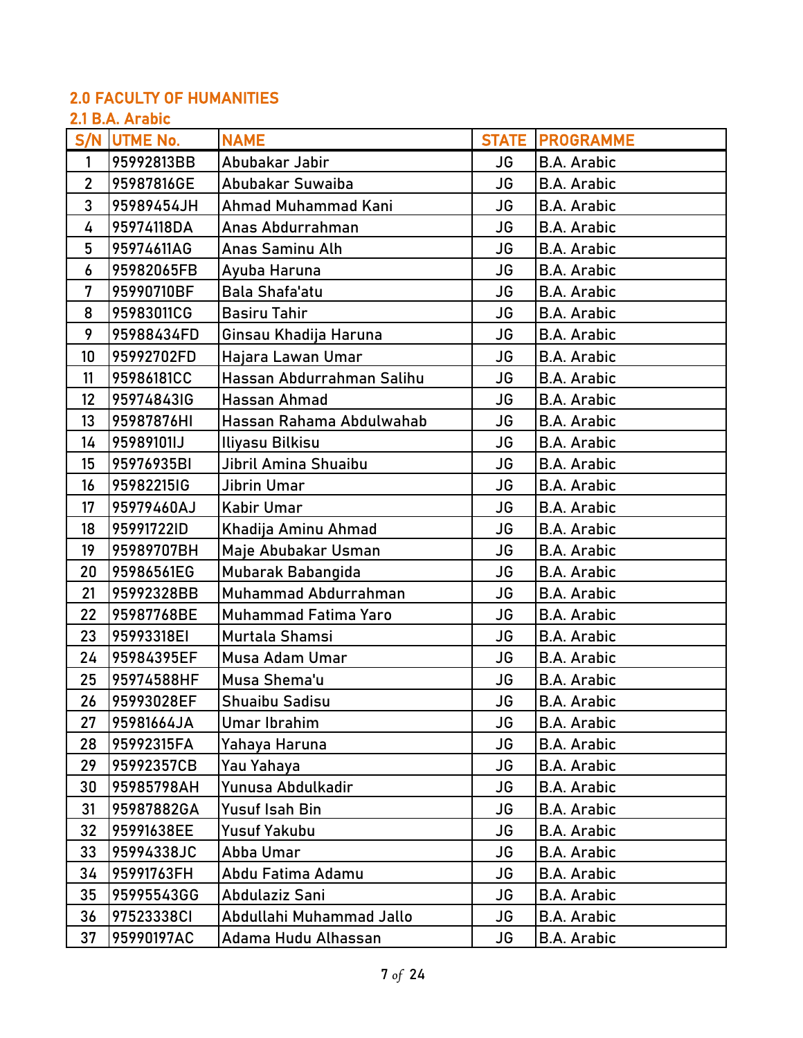## 2.0 FACULTY OF HUMANITIES

### 2.1 B.A. Arabic

| S/N | UTME No. | NAME | STATE | PROGRAMME |
|---|---|---|---|---|
| 1 | 95992813BB | Abubakar Jabir | JG | B.A. Arabic |
| 2 | 95987816GE | Abubakar Suwaiba | JG | B.A. Arabic |
| 3 | 95989454JH | Ahmad Muhammad Kani | JG | B.A. Arabic |
| 4 | 95974118DA | Anas Abdurrahman | JG | B.A. Arabic |
| 5 | 95974611AG | Anas Saminu Alh | JG | B.A. Arabic |
| 6 | 95982065FB | Ayuba Haruna | JG | B.A. Arabic |
| 7 | 95990710BF | Bala Shafa'atu | JG | B.A. Arabic |
| 8 | 95983011CG | Basiru Tahir | JG | B.A. Arabic |
| 9 | 95988434FD | Ginsau Khadija Haruna | JG | B.A. Arabic |
| 10 | 95992702FD | Hajara Lawan Umar | JG | B.A. Arabic |
| 11 | 95986181CC | Hassan Abdurrahman Salihu | JG | B.A. Arabic |
| 12 | 95974843IG | Hassan Ahmad | JG | B.A. Arabic |
| 13 | 95987876HI | Hassan Rahama Abdulwahab | JG | B.A. Arabic |
| 14 | 95989101IJ | Iliyasu Bilkisu | JG | B.A. Arabic |
| 15 | 95976935BI | Jibril Amina Shuaibu | JG | B.A. Arabic |
| 16 | 95982215IG | Jibrin Umar | JG | B.A. Arabic |
| 17 | 95979460AJ | Kabir Umar | JG | B.A. Arabic |
| 18 | 95991722ID | Khadija Aminu Ahmad | JG | B.A. Arabic |
| 19 | 95989707BH | Maje Abubakar Usman | JG | B.A. Arabic |
| 20 | 95986561EG | Mubarak Babangida | JG | B.A. Arabic |
| 21 | 95992328BB | Muhammad Abdurrahman | JG | B.A. Arabic |
| 22 | 95987768BE | Muhammad Fatima Yaro | JG | B.A. Arabic |
| 23 | 95993318EI | Murtala Shamsi | JG | B.A. Arabic |
| 24 | 95984395EF | Musa Adam Umar | JG | B.A. Arabic |
| 25 | 95974588HF | Musa Shema'u | JG | B.A. Arabic |
| 26 | 95993028EF | Shuaibu Sadisu | JG | B.A. Arabic |
| 27 | 95981664JA | Umar Ibrahim | JG | B.A. Arabic |
| 28 | 95992315FA | Yahaya Haruna | JG | B.A. Arabic |
| 29 | 95992357CB | Yau Yahaya | JG | B.A. Arabic |
| 30 | 95985798AH | Yunusa Abdulkadir | JG | B.A. Arabic |
| 31 | 95987882GA | Yusuf Isah Bin | JG | B.A. Arabic |
| 32 | 95991638EE | Yusuf Yakubu | JG | B.A. Arabic |
| 33 | 95994338JC | Abba Umar | JG | B.A. Arabic |
| 34 | 95991763FH | Abdu Fatima Adamu | JG | B.A. Arabic |
| 35 | 95995543GG | Abdulaziz Sani | JG | B.A. Arabic |
| 36 | 97523338CI | Abdullahi Muhammad Jallo | JG | B.A. Arabic |
| 37 | 95990197AC | Adama Hudu Alhassan | JG | B.A. Arabic |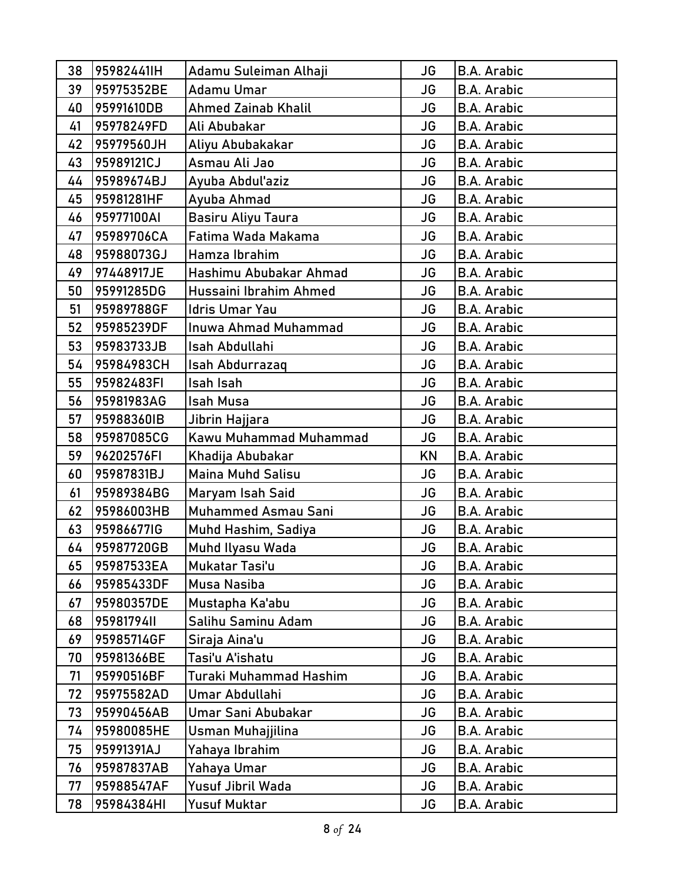| 38 | 95982441IH | Adamu Suleiman Alhaji | JG | B.A. Arabic |
|---|---|---|---|---|
| 39 | 95975352BE | Adamu Umar | JG | B.A. Arabic |
| 40 | 95991610DB | Ahmed Zainab Khalil | JG | B.A. Arabic |
| 41 | 95978249FD | Ali Abubakar | JG | B.A. Arabic |
| 42 | 95979560JH | Aliyu Abubakakar | JG | B.A. Arabic |
| 43 | 95989121CJ | Asmau Ali Jao | JG | B.A. Arabic |
| 44 | 95989674BJ | Ayuba Abdul'aziz | JG | B.A. Arabic |
| 45 | 95981281HF | Ayuba Ahmad | JG | B.A. Arabic |
| 46 | 95977100AI | Basiru Aliyu Taura | JG | B.A. Arabic |
| 47 | 95989706CA | Fatima Wada Makama | JG | B.A. Arabic |
| 48 | 95988073GJ | Hamza Ibrahim | JG | B.A. Arabic |
| 49 | 97448917JE | Hashimu Abubakar Ahmad | JG | B.A. Arabic |
| 50 | 95991285DG | Hussaini Ibrahim Ahmed | JG | B.A. Arabic |
| 51 | 95989788GF | Idris Umar Yau | JG | B.A. Arabic |
| 52 | 95985239DF | Inuwa Ahmad Muhammad | JG | B.A. Arabic |
| 53 | 95983733JB | Isah Abdullahi | JG | B.A. Arabic |
| 54 | 95984983CH | Isah Abdurrazaq | JG | B.A. Arabic |
| 55 | 95982483FI | Isah Isah | JG | B.A. Arabic |
| 56 | 95981983AG | Isah Musa | JG | B.A. Arabic |
| 57 | 95988360IB | Jibrin Hajjara | JG | B.A. Arabic |
| 58 | 95987085CG | Kawu Muhammad Muhammad | JG | B.A. Arabic |
| 59 | 96202576FI | Khadija Abubakar | KN | B.A. Arabic |
| 60 | 95987831BJ | Maina Muhd Salisu | JG | B.A. Arabic |
| 61 | 95989384BG | Maryam Isah Said | JG | B.A. Arabic |
| 62 | 95986003HB | Muhammed Asmau Sani | JG | B.A. Arabic |
| 63 | 95986677IG | Muhd Hashim, Sadiya | JG | B.A. Arabic |
| 64 | 95987720GB | Muhd Ilyasu Wada | JG | B.A. Arabic |
| 65 | 95987533EA | Mukatar Tasi'u | JG | B.A. Arabic |
| 66 | 95985433DF | Musa Nasiba | JG | B.A. Arabic |
| 67 | 95980357DE | Mustapha Ka'abu | JG | B.A. Arabic |
| 68 | 95981794II | Salihu Saminu Adam | JG | B.A. Arabic |
| 69 | 95985714GF | Siraja Aina'u | JG | B.A. Arabic |
| 70 | 95981366BE | Tasi'u A'ishatu | JG | B.A. Arabic |
| 71 | 95990516BF | Turaki Muhammad Hashim | JG | B.A. Arabic |
| 72 | 95975582AD | Umar Abdullahi | JG | B.A. Arabic |
| 73 | 95990456AB | Umar Sani Abubakar | JG | B.A. Arabic |
| 74 | 95980085HE | Usman Muhajjilina | JG | B.A. Arabic |
| 75 | 95991391AJ | Yahaya Ibrahim | JG | B.A. Arabic |
| 76 | 95987837AB | Yahaya Umar | JG | B.A. Arabic |
| 77 | 95988547AF | Yusuf Jibril Wada | JG | B.A. Arabic |
| 78 | 95984384HI | Yusuf Muktar | JG | B.A. Arabic |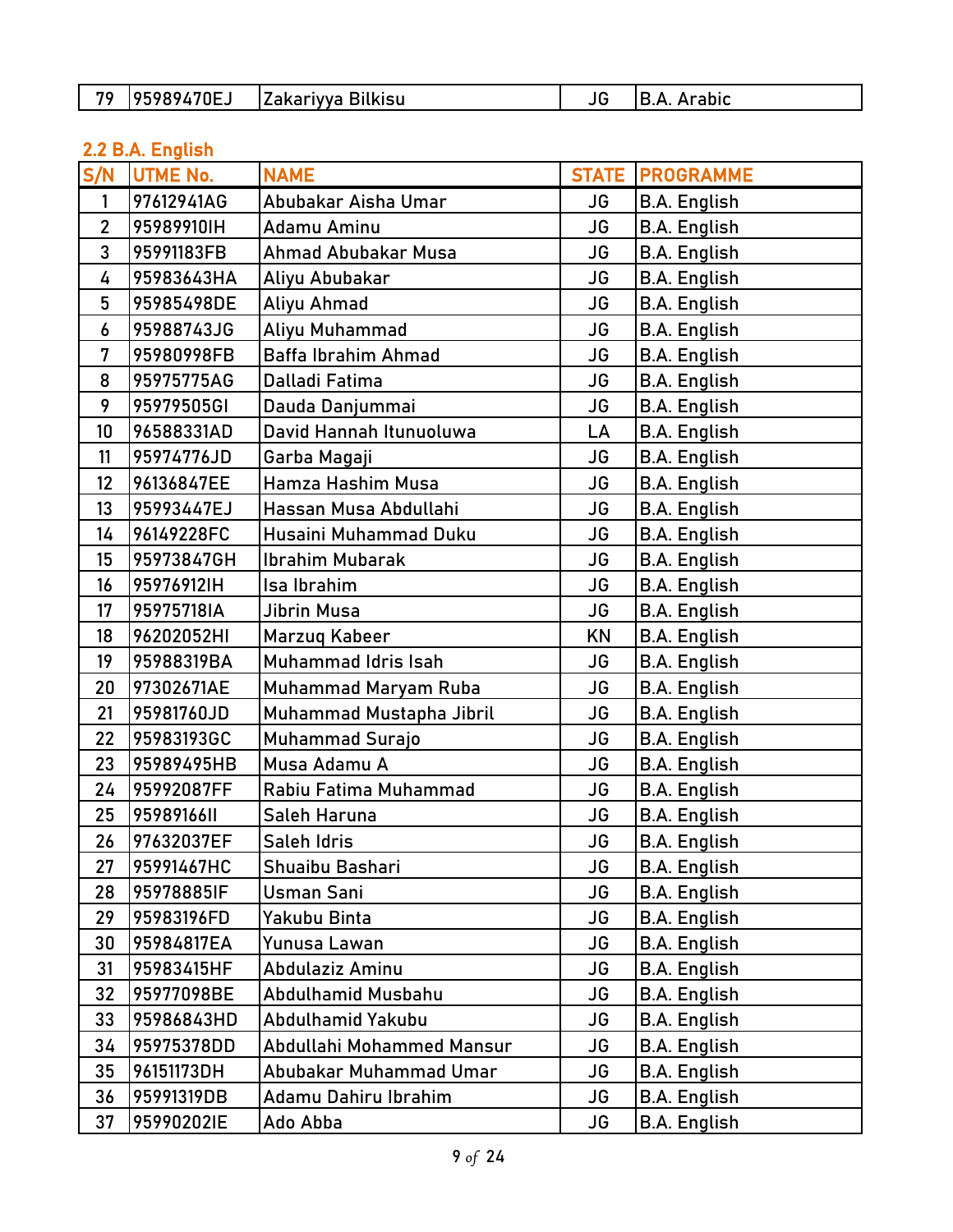| 79 | 95989470EJ | Zakariyya Bilkisu | JG | B.A. Arabic |
|---|---|---|---|---|

### 2.2 B.A. English

| S/N | UTME No. | NAME | STATE | PROGRAMME |
|---|---|---|---|---|
| 1 | 97612941AG | Abubakar Aisha Umar | JG | B.A. English |
| 2 | 95989910IH | Adamu Aminu | JG | B.A. English |
| 3 | 95991183FB | Ahmad Abubakar Musa | JG | B.A. English |
| 4 | 95983643HA | Aliyu Abubakar | JG | B.A. English |
| 5 | 95985498DE | Aliyu Ahmad | JG | B.A. English |
| 6 | 95988743JG | Aliyu Muhammad | JG | B.A. English |
| 7 | 95980998FB | Baffa Ibrahim Ahmad | JG | B.A. English |
| 8 | 95975775AG | Dalladi Fatima | JG | B.A. English |
| 9 | 95979505GI | Dauda Danjummai | JG | B.A. English |
| 10 | 96588331AD | David Hannah Itunuoluwa | LA | B.A. English |
| 11 | 95974776JD | Garba Magaji | JG | B.A. English |
| 12 | 96136847EE | Hamza Hashim Musa | JG | B.A. English |
| 13 | 95993447EJ | Hassan Musa Abdullahi | JG | B.A. English |
| 14 | 96149228FC | Husaini Muhammad Duku | JG | B.A. English |
| 15 | 95973847GH | Ibrahim Mubarak | JG | B.A. English |
| 16 | 95976912IH | Isa Ibrahim | JG | B.A. English |
| 17 | 95975718IA | Jibrin Musa | JG | B.A. English |
| 18 | 96202052HI | Marzuq Kabeer | KN | B.A. English |
| 19 | 95988319BA | Muhammad Idris Isah | JG | B.A. English |
| 20 | 97302671AE | Muhammad Maryam Ruba | JG | B.A. English |
| 21 | 95981760JD | Muhammad Mustapha Jibril | JG | B.A. English |
| 22 | 95983193GC | Muhammad Surajo | JG | B.A. English |
| 23 | 95989495HB | Musa Adamu A | JG | B.A. English |
| 24 | 95992087FF | Rabiu Fatima Muhammad | JG | B.A. English |
| 25 | 95989166II | Saleh Haruna | JG | B.A. English |
| 26 | 97632037EF | Saleh Idris | JG | B.A. English |
| 27 | 95991467HC | Shuaibu Bashari | JG | B.A. English |
| 28 | 95978885IF | Usman Sani | JG | B.A. English |
| 29 | 95983196FD | Yakubu Binta | JG | B.A. English |
| 30 | 95984817EA | Yunusa Lawan | JG | B.A. English |
| 31 | 95983415HF | Abdulaziz Aminu | JG | B.A. English |
| 32 | 95977098BE | Abdulhamid Musbahu | JG | B.A. English |
| 33 | 95986843HD | Abdulhamid Yakubu | JG | B.A. English |
| 34 | 95975378DD | Abdullahi Mohammed Mansur | JG | B.A. English |
| 35 | 96151173DH | Abubakar Muhammad Umar | JG | B.A. English |
| 36 | 95991319DB | Adamu Dahiru Ibrahim | JG | B.A. English |
| 37 | 95990202IE | Ado Abba | JG | B.A. English |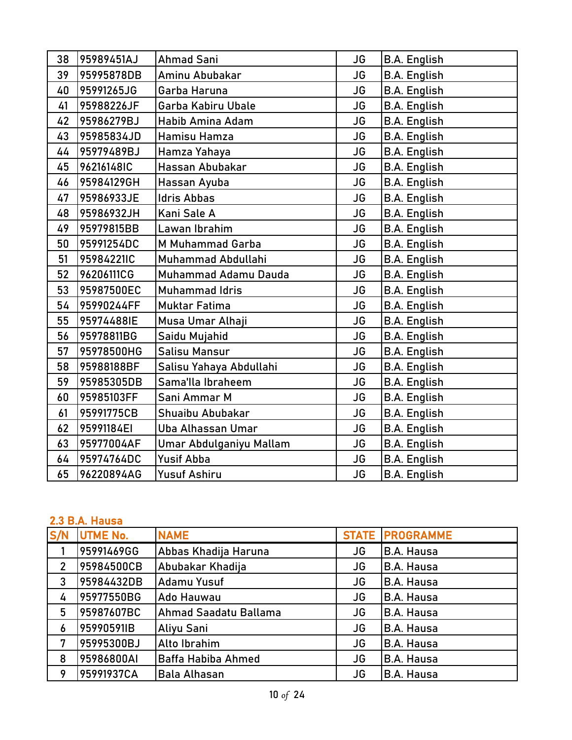| 38 | 95989451AJ | Ahmad Sani | JG | B.A. English |
|---|---|---|---|---|
| 39 | 95995878DB | Aminu Abubakar | JG | B.A. English |
| 40 | 95991265JG | Garba Haruna | JG | B.A. English |
| 41 | 95988226JF | Garba Kabiru Ubale | JG | B.A. English |
| 42 | 95986279BJ | Habib Amina Adam | JG | B.A. English |
| 43 | 95985834JD | Hamisu Hamza | JG | B.A. English |
| 44 | 95979489BJ | Hamza Yahaya | JG | B.A. English |
| 45 | 96216148IC | Hassan Abubakar | JG | B.A. English |
| 46 | 95984129GH | Hassan Ayuba | JG | B.A. English |
| 47 | 95986933JE | Idris Abbas | JG | B.A. English |
| 48 | 95986932JH | Kani Sale A | JG | B.A. English |
| 49 | 95979815BB | Lawan Ibrahim | JG | B.A. English |
| 50 | 95991254DC | M Muhammad Garba | JG | B.A. English |
| 51 | 95984221IC | Muhammad Abdullahi | JG | B.A. English |
| 52 | 96206111CG | Muhammad Adamu Dauda | JG | B.A. English |
| 53 | 95987500EC | Muhammad Idris | JG | B.A. English |
| 54 | 95990244FF | Muktar Fatima | JG | B.A. English |
| 55 | 95974488IE | Musa Umar Alhaji | JG | B.A. English |
| 56 | 95978811BG | Saidu Mujahid | JG | B.A. English |
| 57 | 95978500HG | Salisu Mansur | JG | B.A. English |
| 58 | 95988188BF | Salisu Yahaya Abdullahi | JG | B.A. English |
| 59 | 95985305DB | Sama'lla Ibraheem | JG | B.A. English |
| 60 | 95985103FF | Sani Ammar M | JG | B.A. English |
| 61 | 95991775CB | Shuaibu Abubakar | JG | B.A. English |
| 62 | 95991184EI | Uba Alhassan Umar | JG | B.A. English |
| 63 | 95977004AF | Umar Abdulganiyu Mallam | JG | B.A. English |
| 64 | 95974764DC | Yusif Abba | JG | B.A. English |
| 65 | 96220894AG | Yusuf Ashiru | JG | B.A. English |

### 2.3 B.A. Hausa

| S/N | UTME No. | NAME | STATE | PROGRAMME |
|---|---|---|---|---|
| 1 | 95991469GG | Abbas Khadija Haruna | JG | B.A. Hausa |
| 2 | 95984500CB | Abubakar Khadija | JG | B.A. Hausa |
| 3 | 95984432DB | Adamu Yusuf | JG | B.A. Hausa |
| 4 | 95977550BG | Ado Hauwau | JG | B.A. Hausa |
| 5 | 95987607BC | Ahmad Saadatu Ballama | JG | B.A. Hausa |
| 6 | 95990591IB | Aliyu Sani | JG | B.A. Hausa |
| 7 | 95995300BJ | Alto Ibrahim | JG | B.A. Hausa |
| 8 | 95986800AI | Baffa Habiba Ahmed | JG | B.A. Hausa |
| 9 | 95991937CA | Bala Alhasan | JG | B.A. Hausa |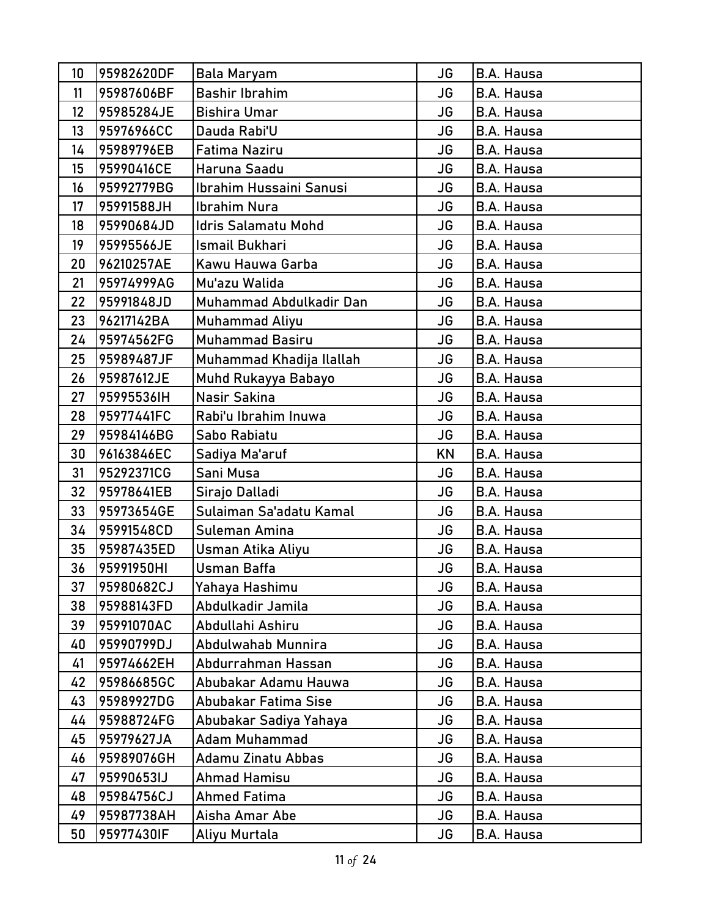| 10 | 95982620DF | Bala Maryam | JG | B.A. Hausa |
|---|---|---|---|---|
| 11 | 95987606BF | Bashir Ibrahim | JG | B.A. Hausa |
| 12 | 95985284JE | Bishira Umar | JG | B.A. Hausa |
| 13 | 95976966CC | Dauda Rabi'U | JG | B.A. Hausa |
| 14 | 95989796EB | Fatima Naziru | JG | B.A. Hausa |
| 15 | 95990416CE | Haruna Saadu | JG | B.A. Hausa |
| 16 | 95992779BG | Ibrahim Hussaini Sanusi | JG | B.A. Hausa |
| 17 | 95991588JH | Ibrahim Nura | JG | B.A. Hausa |
| 18 | 95990684JD | Idris Salamatu Mohd | JG | B.A. Hausa |
| 19 | 95995566JE | Ismail Bukhari | JG | B.A. Hausa |
| 20 | 96210257AE | Kawu Hauwa Garba | JG | B.A. Hausa |
| 21 | 95974999AG | Mu'azu Walida | JG | B.A. Hausa |
| 22 | 95991848JD | Muhammad Abdulkadir Dan | JG | B.A. Hausa |
| 23 | 96217142BA | Muhammad Aliyu | JG | B.A. Hausa |
| 24 | 95974562FG | Muhammad Basiru | JG | B.A. Hausa |
| 25 | 95989487JF | Muhammad Khadija Ilallah | JG | B.A. Hausa |
| 26 | 95987612JE | Muhd Rukayya Babayo | JG | B.A. Hausa |
| 27 | 95995536IH | Nasir Sakina | JG | B.A. Hausa |
| 28 | 95977441FC | Rabi'u Ibrahim Inuwa | JG | B.A. Hausa |
| 29 | 95984146BG | Sabo Rabiatu | JG | B.A. Hausa |
| 30 | 96163846EC | Sadiya Ma'aruf | KN | B.A. Hausa |
| 31 | 95292371CG | Sani Musa | JG | B.A. Hausa |
| 32 | 95978641EB | Sirajo Dalladi | JG | B.A. Hausa |
| 33 | 95973654GE | Sulaiman Sa'adatu Kamal | JG | B.A. Hausa |
| 34 | 95991548CD | Suleman Amina | JG | B.A. Hausa |
| 35 | 95987435ED | Usman Atika Aliyu | JG | B.A. Hausa |
| 36 | 95991950HI | Usman Baffa | JG | B.A. Hausa |
| 37 | 95980682CJ | Yahaya Hashimu | JG | B.A. Hausa |
| 38 | 95988143FD | Abdulkadir Jamila | JG | B.A. Hausa |
| 39 | 95991070AC | Abdullahi Ashiru | JG | B.A. Hausa |
| 40 | 95990799DJ | Abdulwahab Munnira | JG | B.A. Hausa |
| 41 | 95974662EH | Abdurrahman Hassan | JG | B.A. Hausa |
| 42 | 95986685GC | Abubakar Adamu Hauwa | JG | B.A. Hausa |
| 43 | 95989927DG | Abubakar Fatima Sise | JG | B.A. Hausa |
| 44 | 95988724FG | Abubakar Sadiya Yahaya | JG | B.A. Hausa |
| 45 | 95979627JA | Adam Muhammad | JG | B.A. Hausa |
| 46 | 95989076GH | Adamu Zinatu Abbas | JG | B.A. Hausa |
| 47 | 95990653IJ | Ahmad Hamisu | JG | B.A. Hausa |
| 48 | 95984756CJ | Ahmed Fatima | JG | B.A. Hausa |
| 49 | 95987738AH | Aisha Amar Abe | JG | B.A. Hausa |
| 50 | 95977430IF | Aliyu Murtala | JG | B.A. Hausa |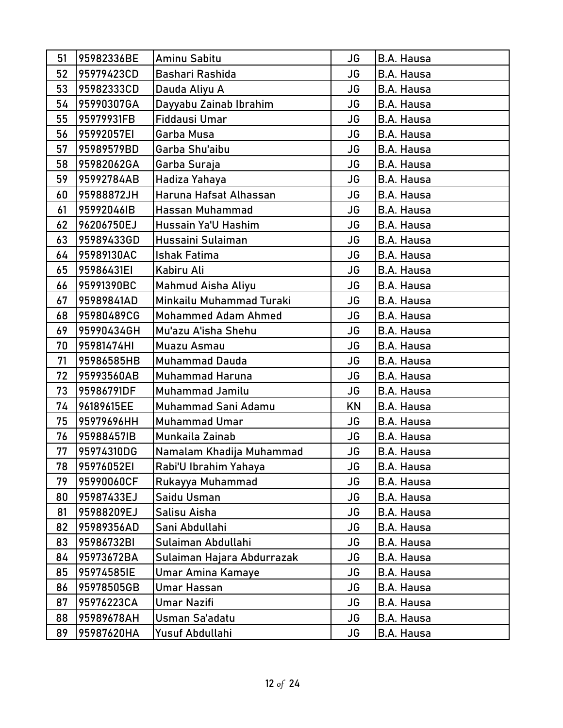| 51 | 95982336BE | Aminu Sabitu | JG | B.A. Hausa |
|---|---|---|---|---|
| 52 | 95979423CD | Bashari Rashida | JG | B.A. Hausa |
| 53 | 95982333CD | Dauda Aliyu A | JG | B.A. Hausa |
| 54 | 95990307GA | Dayyabu Zainab Ibrahim | JG | B.A. Hausa |
| 55 | 95979931FB | Fiddausi Umar | JG | B.A. Hausa |
| 56 | 95992057EI | Garba Musa | JG | B.A. Hausa |
| 57 | 95989579BD | Garba Shu'aibu | JG | B.A. Hausa |
| 58 | 95982062GA | Garba Suraja | JG | B.A. Hausa |
| 59 | 95992784AB | Hadiza Yahaya | JG | B.A. Hausa |
| 60 | 95988872JH | Haruna Hafsat Alhassan | JG | B.A. Hausa |
| 61 | 95992046IB | Hassan Muhammad | JG | B.A. Hausa |
| 62 | 96206750EJ | Hussain Ya'U Hashim | JG | B.A. Hausa |
| 63 | 95989433GD | Hussaini Sulaiman | JG | B.A. Hausa |
| 64 | 95989130AC | Ishak Fatima | JG | B.A. Hausa |
| 65 | 95986431EI | Kabiru Ali | JG | B.A. Hausa |
| 66 | 95991390BC | Mahmud Aisha Aliyu | JG | B.A. Hausa |
| 67 | 95989841AD | Minkailu Muhammad Turaki | JG | B.A. Hausa |
| 68 | 95980489CG | Mohammed Adam Ahmed | JG | B.A. Hausa |
| 69 | 95990434GH | Mu'azu A'isha Shehu | JG | B.A. Hausa |
| 70 | 95981474HI | Muazu Asmau | JG | B.A. Hausa |
| 71 | 95986585HB | Muhammad Dauda | JG | B.A. Hausa |
| 72 | 95993560AB | Muhammad Haruna | JG | B.A. Hausa |
| 73 | 95986791DF | Muhammad Jamilu | JG | B.A. Hausa |
| 74 | 96189615EE | Muhammad Sani Adamu | KN | B.A. Hausa |
| 75 | 95979696HH | Muhammad Umar | JG | B.A. Hausa |
| 76 | 95988457IB | Munkaila Zainab | JG | B.A. Hausa |
| 77 | 95974310DG | Namalam Khadija Muhammad | JG | B.A. Hausa |
| 78 | 95976052EI | Rabi'U Ibrahim Yahaya | JG | B.A. Hausa |
| 79 | 95990060CF | Rukayya Muhammad | JG | B.A. Hausa |
| 80 | 95987433EJ | Saidu Usman | JG | B.A. Hausa |
| 81 | 95988209EJ | Salisu Aisha | JG | B.A. Hausa |
| 82 | 95989356AD | Sani Abdullahi | JG | B.A. Hausa |
| 83 | 95986732BI | Sulaiman Abdullahi | JG | B.A. Hausa |
| 84 | 95973672BA | Sulaiman Hajara Abdurrazak | JG | B.A. Hausa |
| 85 | 95974585IE | Umar Amina Kamaye | JG | B.A. Hausa |
| 86 | 95978505GB | Umar Hassan | JG | B.A. Hausa |
| 87 | 95976223CA | Umar Nazifi | JG | B.A. Hausa |
| 88 | 95989678AH | Usman Sa'adatu | JG | B.A. Hausa |
| 89 | 95987620HA | Yusuf Abdullahi | JG | B.A. Hausa |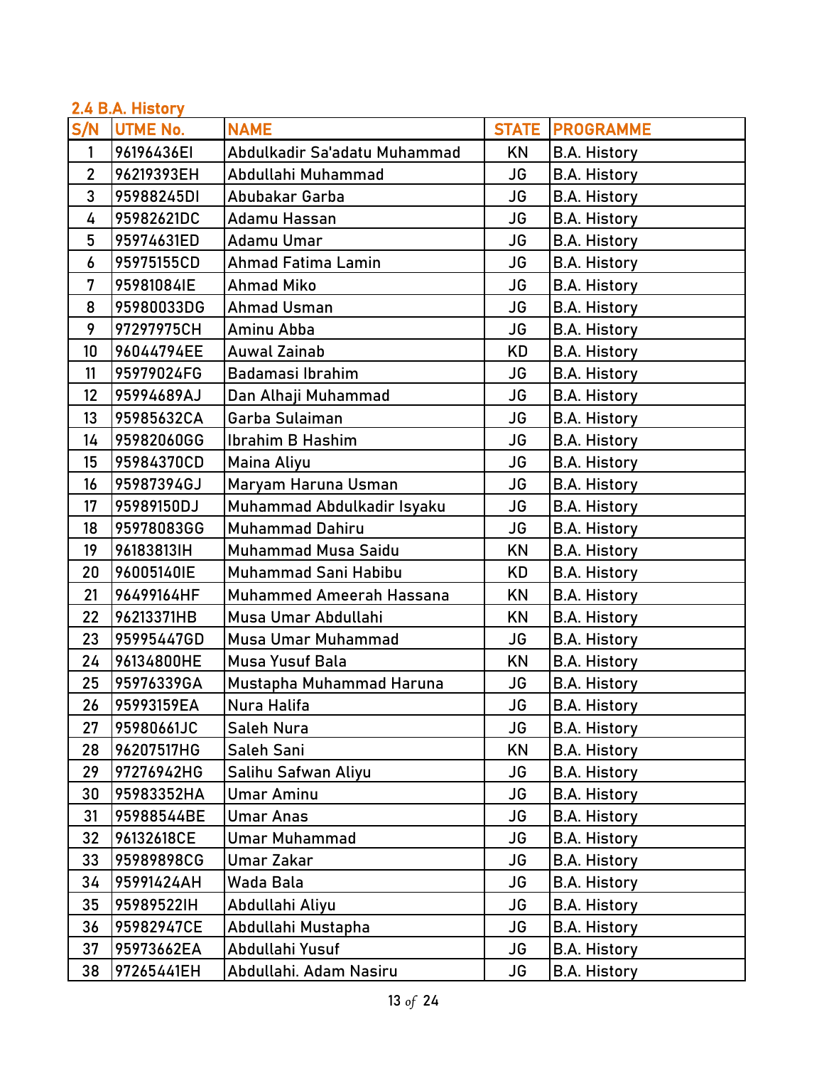### 2.4 B.A. History

| S/N | UTME No. | NAME | STATE | PROGRAMME |
|---|---|---|---|---|
| 1 | 96196436EI | Abdulkadir Sa'adatu Muhammad | KN | B.A. History |
| 2 | 96219393EH | Abdullahi Muhammad | JG | B.A. History |
| 3 | 95988245DI | Abubakar Garba | JG | B.A. History |
| 4 | 95982621DC | Adamu Hassan | JG | B.A. History |
| 5 | 95974631ED | Adamu Umar | JG | B.A. History |
| 6 | 95975155CD | Ahmad Fatima Lamin | JG | B.A. History |
| 7 | 95981084IE | Ahmad Miko | JG | B.A. History |
| 8 | 95980033DG | Ahmad Usman | JG | B.A. History |
| 9 | 97297975CH | Aminu Abba | JG | B.A. History |
| 10 | 96044794EE | Auwal Zainab | KD | B.A. History |
| 11 | 95979024FG | Badamasi Ibrahim | JG | B.A. History |
| 12 | 95994689AJ | Dan Alhaji Muhammad | JG | B.A. History |
| 13 | 95985632CA | Garba Sulaiman | JG | B.A. History |
| 14 | 95982060GG | Ibrahim B Hashim | JG | B.A. History |
| 15 | 95984370CD | Maina Aliyu | JG | B.A. History |
| 16 | 95987394GJ | Maryam Haruna Usman | JG | B.A. History |
| 17 | 95989150DJ | Muhammad Abdulkadir Isyaku | JG | B.A. History |
| 18 | 95978083GG | Muhammad Dahiru | JG | B.A. History |
| 19 | 96183813IH | Muhammad Musa Saidu | KN | B.A. History |
| 20 | 96005140IE | Muhammad Sani Habibu | KD | B.A. History |
| 21 | 96499164HF | Muhammed Ameerah Hassana | KN | B.A. History |
| 22 | 96213371HB | Musa Umar Abdullahi | KN | B.A. History |
| 23 | 95995447GD | Musa Umar Muhammad | JG | B.A. History |
| 24 | 96134800HE | Musa Yusuf Bala | KN | B.A. History |
| 25 | 95976339GA | Mustapha Muhammad Haruna | JG | B.A. History |
| 26 | 95993159EA | Nura Halifa | JG | B.A. History |
| 27 | 95980661JC | Saleh Nura | JG | B.A. History |
| 28 | 96207517HG | Saleh Sani | KN | B.A. History |
| 29 | 97276942HG | Salihu Safwan Aliyu | JG | B.A. History |
| 30 | 95983352HA | Umar Aminu | JG | B.A. History |
| 31 | 95988544BE | Umar Anas | JG | B.A. History |
| 32 | 96132618CE | Umar Muhammad | JG | B.A. History |
| 33 | 95989898CG | Umar Zakar | JG | B.A. History |
| 34 | 95991424AH | Wada Bala | JG | B.A. History |
| 35 | 95989522IH | Abdullahi Aliyu | JG | B.A. History |
| 36 | 95982947CE | Abdullahi Mustapha | JG | B.A. History |
| 37 | 95973662EA | Abdullahi Yusuf | JG | B.A. History |
| 38 | 97265441EH | Abdullahi. Adam Nasiru | JG | B.A. History |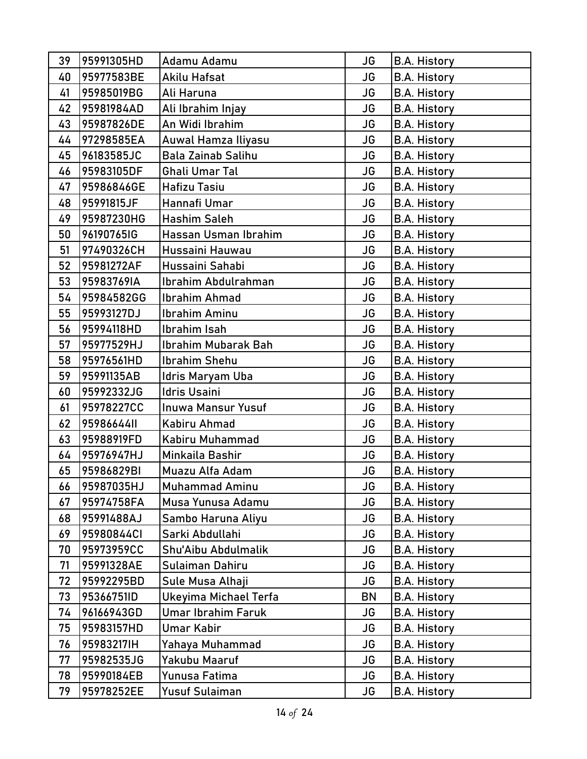| 39 | 95991305HD | Adamu Adamu | JG | B.A. History |
|---|---|---|---|---|
| 40 | 95977583BE | Akilu Hafsat | JG | B.A. History |
| 41 | 95985019BG | Ali Haruna | JG | B.A. History |
| 42 | 95981984AD | Ali Ibrahim Injay | JG | B.A. History |
| 43 | 95987826DE | An Widi Ibrahim | JG | B.A. History |
| 44 | 97298585EA | Auwal Hamza Iliyasu | JG | B.A. History |
| 45 | 96183585JC | Bala Zainab Salihu | JG | B.A. History |
| 46 | 95983105DF | Ghali Umar Tal | JG | B.A. History |
| 47 | 95986846GE | Hafizu Tasiu | JG | B.A. History |
| 48 | 95991815JF | Hannafi Umar | JG | B.A. History |
| 49 | 95987230HG | Hashim Saleh | JG | B.A. History |
| 50 | 96190765IG | Hassan Usman Ibrahim | JG | B.A. History |
| 51 | 97490326CH | Hussaini Hauwau | JG | B.A. History |
| 52 | 95981272AF | Hussaini Sahabi | JG | B.A. History |
| 53 | 95983769IA | Ibrahim Abdulrahman | JG | B.A. History |
| 54 | 95984582GG | Ibrahim Ahmad | JG | B.A. History |
| 55 | 95993127DJ | Ibrahim Aminu | JG | B.A. History |
| 56 | 95994118HD | Ibrahim Isah | JG | B.A. History |
| 57 | 95977529HJ | Ibrahim Mubarak Bah | JG | B.A. History |
| 58 | 95976561HD | Ibrahim Shehu | JG | B.A. History |
| 59 | 95991135AB | Idris Maryam Uba | JG | B.A. History |
| 60 | 95992332JG | Idris Usaini | JG | B.A. History |
| 61 | 95978227CC | Inuwa Mansur Yusuf | JG | B.A. History |
| 62 | 95986644II | Kabiru Ahmad | JG | B.A. History |
| 63 | 95988919FD | Kabiru Muhammad | JG | B.A. History |
| 64 | 95976947HJ | Minkaila Bashir | JG | B.A. History |
| 65 | 95986829BI | Muazu Alfa Adam | JG | B.A. History |
| 66 | 95987035HJ | Muhammad Aminu | JG | B.A. History |
| 67 | 95974758FA | Musa Yunusa Adamu | JG | B.A. History |
| 68 | 95991488AJ | Sambo Haruna Aliyu | JG | B.A. History |
| 69 | 95980844CI | Sarki Abdullahi | JG | B.A. History |
| 70 | 95973959CC | Shu'Aibu Abdulmalik | JG | B.A. History |
| 71 | 95991328AE | Sulaiman Dahiru | JG | B.A. History |
| 72 | 95992295BD | Sule Musa Alhaji | JG | B.A. History |
| 73 | 95366751ID | Ukeyima Michael Terfa | BN | B.A. History |
| 74 | 96166943GD | Umar Ibrahim Faruk | JG | B.A. History |
| 75 | 95983157HD | Umar Kabir | JG | B.A. History |
| 76 | 95983217IH | Yahaya Muhammad | JG | B.A. History |
| 77 | 95982535JG | Yakubu Maaruf | JG | B.A. History |
| 78 | 95990184EB | Yunusa Fatima | JG | B.A. History |
| 79 | 95978252EE | Yusuf Sulaiman | JG | B.A. History |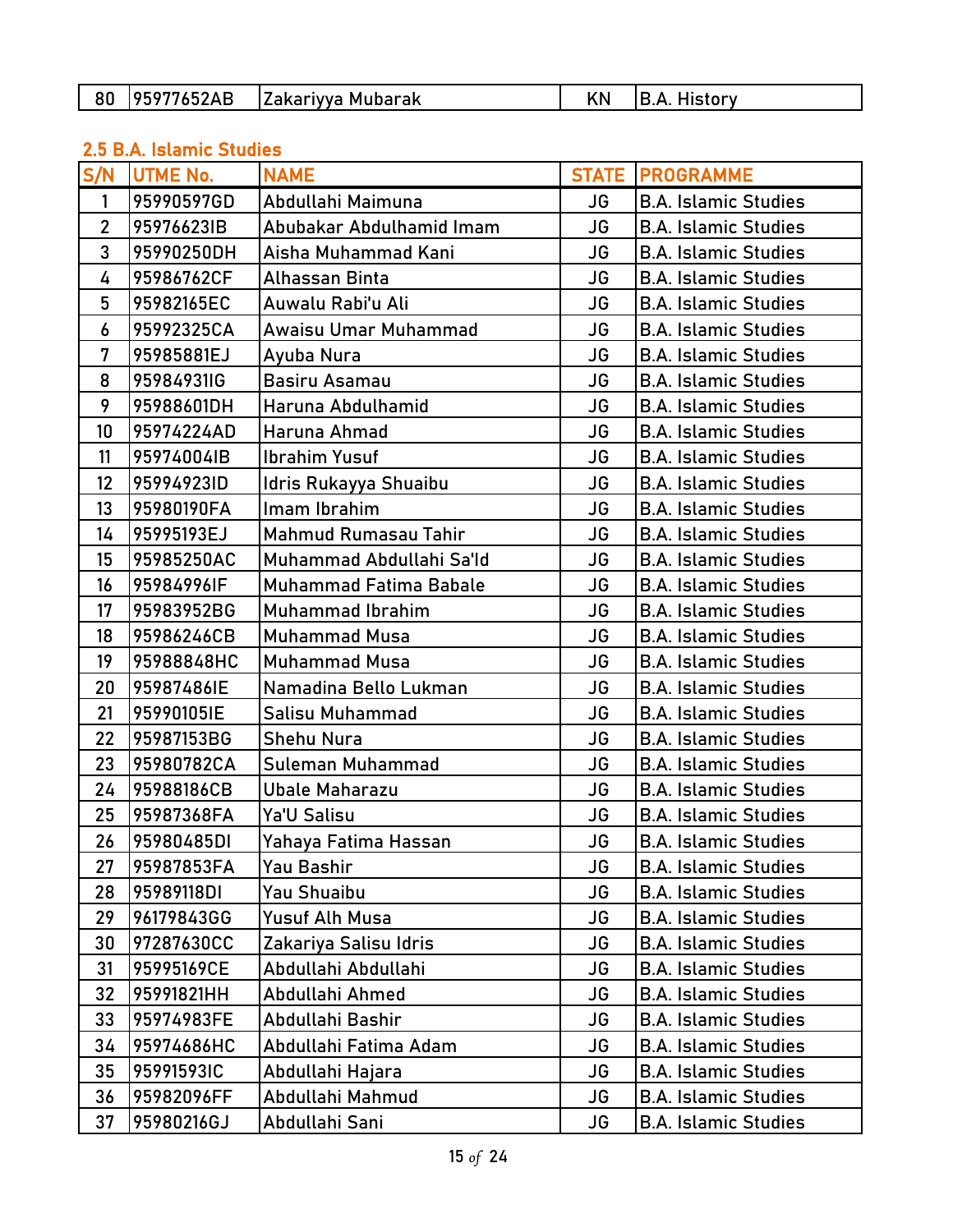| 80 | 95977652AB | Zakariyya Mubarak | KN | B.A. History |
|---|---|---|---|---|

## 2.5 B.A. Islamic Studies

| S/N | UTME No. | NAME | STATE | PROGRAMME |
|---|---|---|---|---|
| 1 | 95990597GD | Abdullahi Maimuna | JG | B.A. Islamic Studies |
| 2 | 95976623IB | Abubakar Abdulhamid Imam | JG | B.A. Islamic Studies |
| 3 | 95990250DH | Aisha Muhammad Kani | JG | B.A. Islamic Studies |
| 4 | 95986762CF | Alhassan Binta | JG | B.A. Islamic Studies |
| 5 | 95982165EC | Auwalu Rabi'u Ali | JG | B.A. Islamic Studies |
| 6 | 95992325CA | Awaisu Umar Muhammad | JG | B.A. Islamic Studies |
| 7 | 95985881EJ | Ayuba Nura | JG | B.A. Islamic Studies |
| 8 | 95984931IG | Basiru Asamau | JG | B.A. Islamic Studies |
| 9 | 95988601DH | Haruna Abdulhamid | JG | B.A. Islamic Studies |
| 10 | 95974224AD | Haruna Ahmad | JG | B.A. Islamic Studies |
| 11 | 95974004IB | Ibrahim Yusuf | JG | B.A. Islamic Studies |
| 12 | 95994923ID | Idris Rukayya Shuaibu | JG | B.A. Islamic Studies |
| 13 | 95980190FA | Imam Ibrahim | JG | B.A. Islamic Studies |
| 14 | 95995193EJ | Mahmud Rumasau Tahir | JG | B.A. Islamic Studies |
| 15 | 95985250AC | Muhammad Abdullahi Sa'Id | JG | B.A. Islamic Studies |
| 16 | 95984996IF | Muhammad Fatima Babale | JG | B.A. Islamic Studies |
| 17 | 95983952BG | Muhammad Ibrahim | JG | B.A. Islamic Studies |
| 18 | 95986246CB | Muhammad Musa | JG | B.A. Islamic Studies |
| 19 | 95988848HC | Muhammad Musa | JG | B.A. Islamic Studies |
| 20 | 95987486IE | Namadina Bello Lukman | JG | B.A. Islamic Studies |
| 21 | 95990105IE | Salisu Muhammad | JG | B.A. Islamic Studies |
| 22 | 95987153BG | Shehu Nura | JG | B.A. Islamic Studies |
| 23 | 95980782CA | Suleman Muhammad | JG | B.A. Islamic Studies |
| 24 | 95988186CB | Ubale Maharazu | JG | B.A. Islamic Studies |
| 25 | 95987368FA | Ya'U Salisu | JG | B.A. Islamic Studies |
| 26 | 95980485DI | Yahaya Fatima Hassan | JG | B.A. Islamic Studies |
| 27 | 95987853FA | Yau Bashir | JG | B.A. Islamic Studies |
| 28 | 95989118DI | Yau Shuaibu | JG | B.A. Islamic Studies |
| 29 | 96179843GG | Yusuf Alh Musa | JG | B.A. Islamic Studies |
| 30 | 97287630CC | Zakariya Salisu Idris | JG | B.A. Islamic Studies |
| 31 | 95995169CE | Abdullahi Abdullahi | JG | B.A. Islamic Studies |
| 32 | 95991821HH | Abdullahi Ahmed | JG | B.A. Islamic Studies |
| 33 | 95974983FE | Abdullahi Bashir | JG | B.A. Islamic Studies |
| 34 | 95974686HC | Abdullahi Fatima Adam | JG | B.A. Islamic Studies |
| 35 | 95991593IC | Abdullahi Hajara | JG | B.A. Islamic Studies |
| 36 | 95982096FF | Abdullahi Mahmud | JG | B.A. Islamic Studies |
| 37 | 95980216GJ | Abdullahi Sani | JG | B.A. Islamic Studies |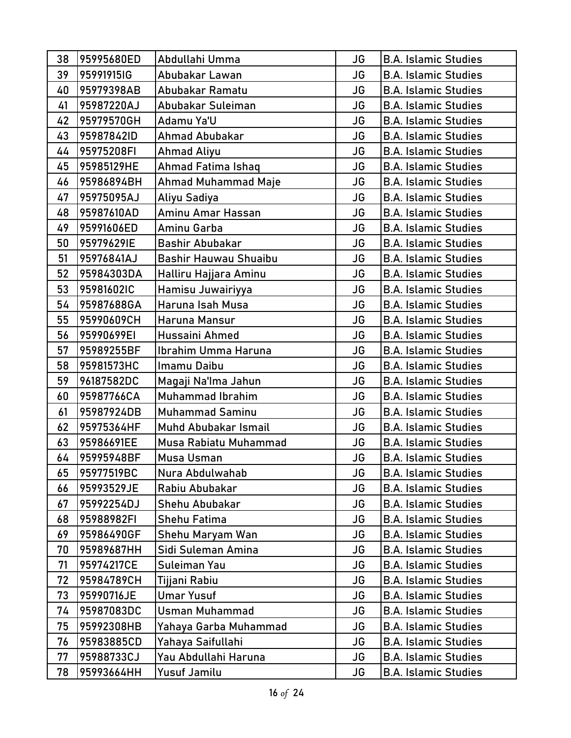| | | | | |
|---|---|---|---|---|
| 38 | 95995680ED | Abdullahi Umma | JG | B.A. Islamic Studies |
| 39 | 95991915IG | Abubakar Lawan | JG | B.A. Islamic Studies |
| 40 | 95979398AB | Abubakar Ramatu | JG | B.A. Islamic Studies |
| 41 | 95987220AJ | Abubakar Suleiman | JG | B.A. Islamic Studies |
| 42 | 95979570GH | Adamu Ya'U | JG | B.A. Islamic Studies |
| 43 | 95987842ID | Ahmad Abubakar | JG | B.A. Islamic Studies |
| 44 | 95975208FI | Ahmad Aliyu | JG | B.A. Islamic Studies |
| 45 | 95985129HE | Ahmad Fatima Ishaq | JG | B.A. Islamic Studies |
| 46 | 95986894BH | Ahmad Muhammad Maje | JG | B.A. Islamic Studies |
| 47 | 95975095AJ | Aliyu Sadiya | JG | B.A. Islamic Studies |
| 48 | 95987610AD | Aminu Amar Hassan | JG | B.A. Islamic Studies |
| 49 | 95991606ED | Aminu Garba | JG | B.A. Islamic Studies |
| 50 | 95979629IE | Bashir Abubakar | JG | B.A. Islamic Studies |
| 51 | 95976841AJ | Bashir Hauwau Shuaibu | JG | B.A. Islamic Studies |
| 52 | 95984303DA | Halliru Hajjara Aminu | JG | B.A. Islamic Studies |
| 53 | 95981602IC | Hamisu Juwairiyya | JG | B.A. Islamic Studies |
| 54 | 95987688GA | Haruna Isah Musa | JG | B.A. Islamic Studies |
| 55 | 95990609CH | Haruna Mansur | JG | B.A. Islamic Studies |
| 56 | 95990699EI | Hussaini Ahmed | JG | B.A. Islamic Studies |
| 57 | 95989255BF | Ibrahim Umma Haruna | JG | B.A. Islamic Studies |
| 58 | 95981573HC | Imamu Daibu | JG | B.A. Islamic Studies |
| 59 | 96187582DC | Magaji Na'Ima Jahun | JG | B.A. Islamic Studies |
| 60 | 95987766CA | Muhammad Ibrahim | JG | B.A. Islamic Studies |
| 61 | 95987924DB | Muhammad Saminu | JG | B.A. Islamic Studies |
| 62 | 95975364HF | Muhd Abubakar Ismail | JG | B.A. Islamic Studies |
| 63 | 95986691EE | Musa Rabiatu Muhammad | JG | B.A. Islamic Studies |
| 64 | 95995948BF | Musa Usman | JG | B.A. Islamic Studies |
| 65 | 95977519BC | Nura Abdulwahab | JG | B.A. Islamic Studies |
| 66 | 95993529JE | Rabiu Abubakar | JG | B.A. Islamic Studies |
| 67 | 95992254DJ | Shehu Abubakar | JG | B.A. Islamic Studies |
| 68 | 95988982FI | Shehu Fatima | JG | B.A. Islamic Studies |
| 69 | 95986490GF | Shehu Maryam Wan | JG | B.A. Islamic Studies |
| 70 | 95989687HH | Sidi Suleman Amina | JG | B.A. Islamic Studies |
| 71 | 95974217CE | Suleiman Yau | JG | B.A. Islamic Studies |
| 72 | 95984789CH | Tijjani Rabiu | JG | B.A. Islamic Studies |
| 73 | 95990716JE | Umar Yusuf | JG | B.A. Islamic Studies |
| 74 | 95987083DC | Usman Muhammad | JG | B.A. Islamic Studies |
| 75 | 95992308HB | Yahaya Garba Muhammad | JG | B.A. Islamic Studies |
| 76 | 95983885CD | Yahaya Saifullahi | JG | B.A. Islamic Studies |
| 77 | 95988733CJ | Yau Abdullahi Haruna | JG | B.A. Islamic Studies |
| 78 | 95993664HH | Yusuf Jamilu | JG | B.A. Islamic Studies |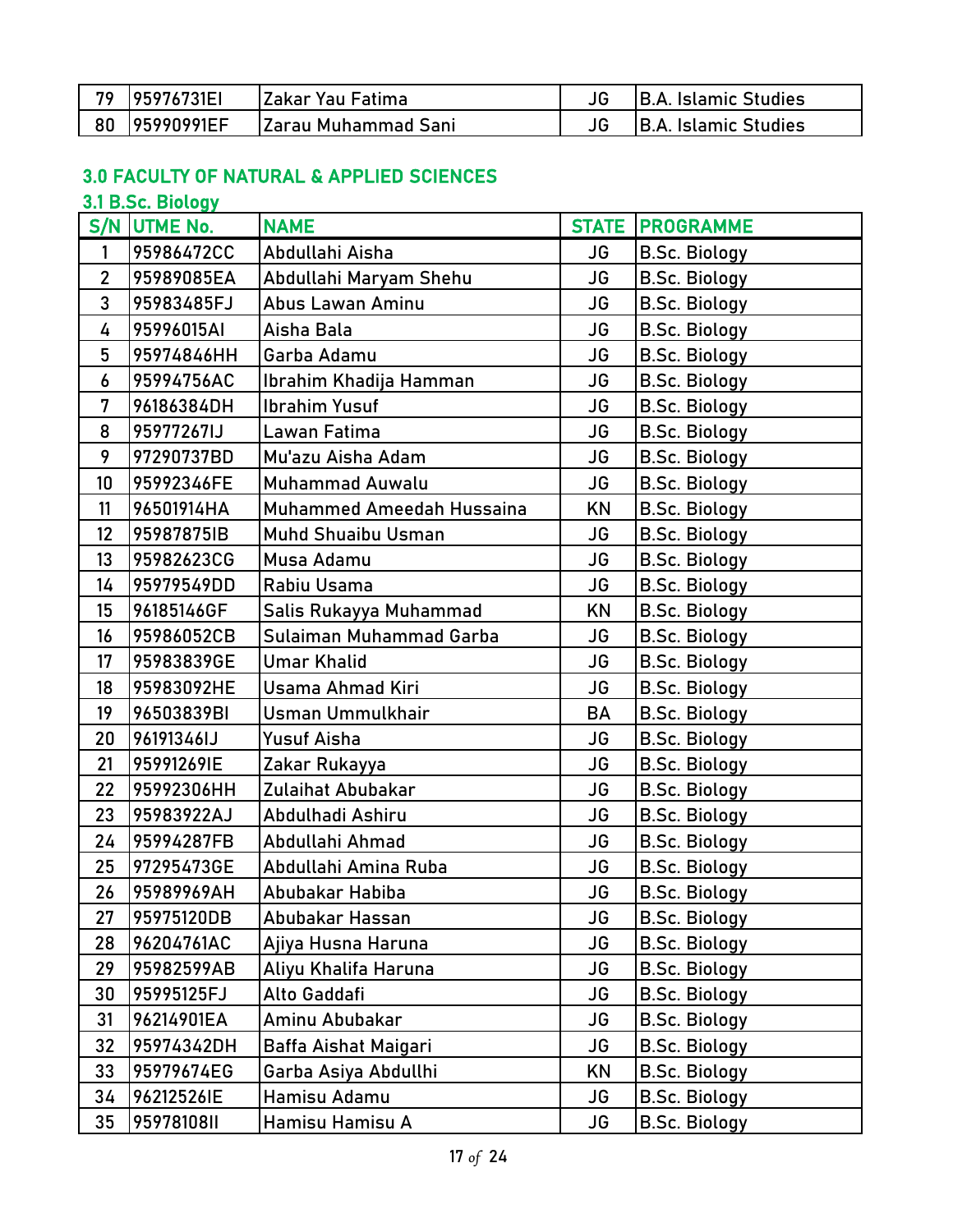| 79 | 95976731EI | Zakar Yau Fatima | JG | B.A. Islamic Studies |
|---|---|---|---|---|
| 80 | 95990991EF | Zarau Muhammad Sani | JG | B.A. Islamic Studies |

## 3.0 FACULTY OF NATURAL & APPLIED SCIENCES

### 3.1 B.Sc. Biology

| S/N | UTME No. | NAME | STATE | PROGRAMME |
|---|---|---|---|---|
| 1 | 95986472CC | Abdullahi Aisha | JG | B.Sc. Biology |
| 2 | 95989085EA | Abdullahi Maryam Shehu | JG | B.Sc. Biology |
| 3 | 95983485FJ | Abus Lawan Aminu | JG | B.Sc. Biology |
| 4 | 95996015AI | Aisha Bala | JG | B.Sc. Biology |
| 5 | 95974846HH | Garba Adamu | JG | B.Sc. Biology |
| 6 | 95994756AC | Ibrahim Khadija Hamman | JG | B.Sc. Biology |
| 7 | 96186384DH | Ibrahim Yusuf | JG | B.Sc. Biology |
| 8 | 95977267IJ | Lawan Fatima | JG | B.Sc. Biology |
| 9 | 97290737BD | Mu'azu Aisha Adam | JG | B.Sc. Biology |
| 10 | 95992346FE | Muhammad Auwalu | JG | B.Sc. Biology |
| 11 | 96501914HA | Muhammed Ameedah Hussaina | KN | B.Sc. Biology |
| 12 | 95987875IB | Muhd Shuaibu Usman | JG | B.Sc. Biology |
| 13 | 95982623CG | Musa Adamu | JG | B.Sc. Biology |
| 14 | 95979549DD | Rabiu Usama | JG | B.Sc. Biology |
| 15 | 96185146GF | Salis Rukayya Muhammad | KN | B.Sc. Biology |
| 16 | 95986052CB | Sulaiman Muhammad Garba | JG | B.Sc. Biology |
| 17 | 95983839GE | Umar Khalid | JG | B.Sc. Biology |
| 18 | 95983092HE | Usama Ahmad Kiri | JG | B.Sc. Biology |
| 19 | 96503839BI | Usman Ummulkhair | BA | B.Sc. Biology |
| 20 | 96191346IJ | Yusuf Aisha | JG | B.Sc. Biology |
| 21 | 95991269IE | Zakar Rukayya | JG | B.Sc. Biology |
| 22 | 95992306HH | Zulaihat Abubakar | JG | B.Sc. Biology |
| 23 | 95983922AJ | Abdulhadi Ashiru | JG | B.Sc. Biology |
| 24 | 95994287FB | Abdullahi Ahmad | JG | B.Sc. Biology |
| 25 | 97295473GE | Abdullahi Amina Ruba | JG | B.Sc. Biology |
| 26 | 95989969AH | Abubakar Habiba | JG | B.Sc. Biology |
| 27 | 95975120DB | Abubakar Hassan | JG | B.Sc. Biology |
| 28 | 96204761AC | Ajiya Husna Haruna | JG | B.Sc. Biology |
| 29 | 95982599AB | Aliyu Khalifa Haruna | JG | B.Sc. Biology |
| 30 | 95995125FJ | Alto Gaddafi | JG | B.Sc. Biology |
| 31 | 96214901EA | Aminu Abubakar | JG | B.Sc. Biology |
| 32 | 95974342DH | Baffa Aishat Maigari | JG | B.Sc. Biology |
| 33 | 95979674EG | Garba Asiya Abdullhi | KN | B.Sc. Biology |
| 34 | 96212526IE | Hamisu Adamu | JG | B.Sc. Biology |
| 35 | 95978108II | Hamisu Hamisu A | JG | B.Sc. Biology |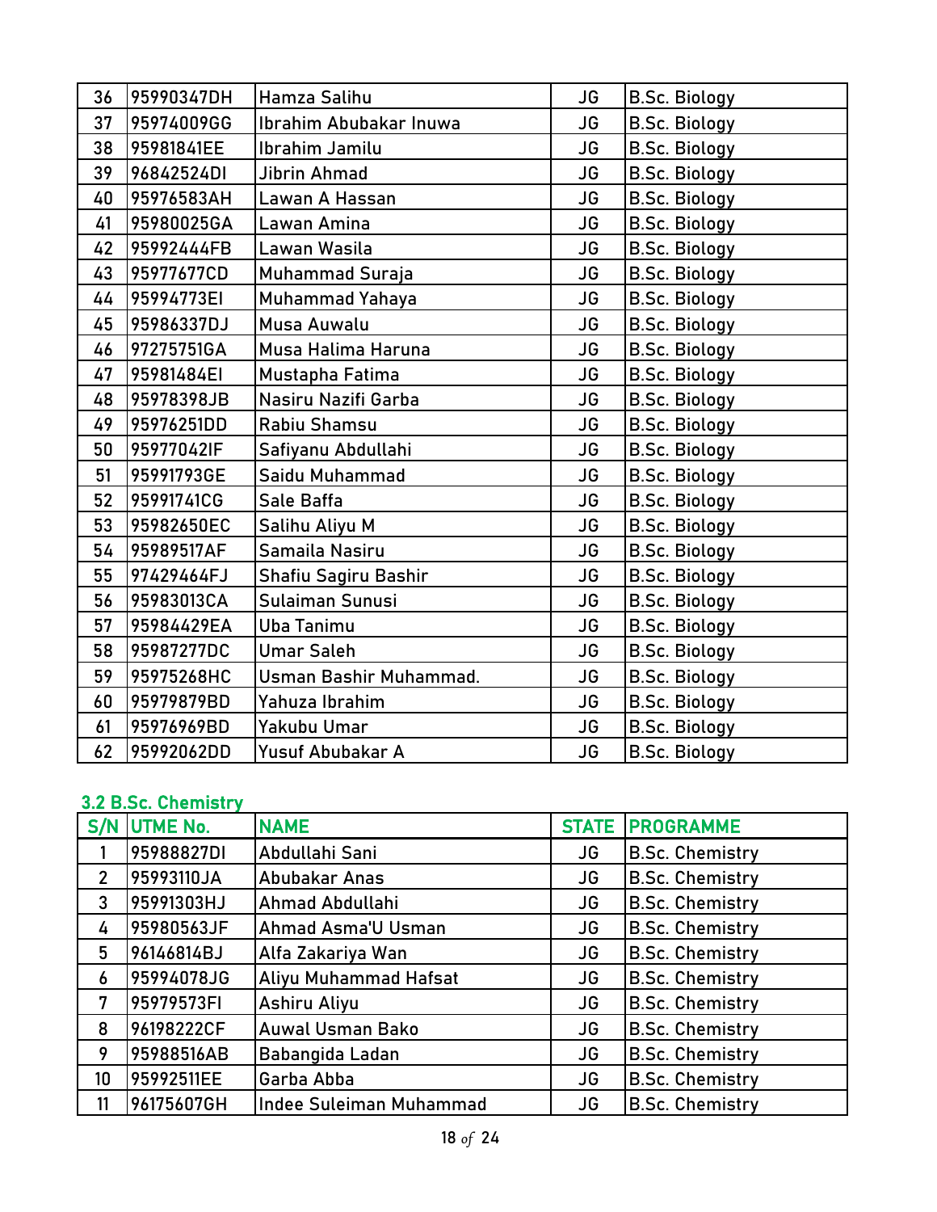| | | | | |
|---|---|---|---|---|
| 36 | 95990347DH | Hamza Salihu | JG | B.Sc. Biology |
| 37 | 95974009GG | Ibrahim Abubakar Inuwa | JG | B.Sc. Biology |
| 38 | 95981841EE | Ibrahim Jamilu | JG | B.Sc. Biology |
| 39 | 96842524DI | Jibrin Ahmad | JG | B.Sc. Biology |
| 40 | 95976583AH | Lawan A Hassan | JG | B.Sc. Biology |
| 41 | 95980025GA | Lawan Amina | JG | B.Sc. Biology |
| 42 | 95992444FB | Lawan Wasila | JG | B.Sc. Biology |
| 43 | 95977677CD | Muhammad Suraja | JG | B.Sc. Biology |
| 44 | 95994773EI | Muhammad Yahaya | JG | B.Sc. Biology |
| 45 | 95986337DJ | Musa Auwalu | JG | B.Sc. Biology |
| 46 | 97275751GA | Musa Halima Haruna | JG | B.Sc. Biology |
| 47 | 95981484EI | Mustapha Fatima | JG | B.Sc. Biology |
| 48 | 95978398JB | Nasiru Nazifi Garba | JG | B.Sc. Biology |
| 49 | 95976251DD | Rabiu Shamsu | JG | B.Sc. Biology |
| 50 | 95977042IF | Safiyanu Abdullahi | JG | B.Sc. Biology |
| 51 | 95991793GE | Saidu Muhammad | JG | B.Sc. Biology |
| 52 | 95991741CG | Sale Baffa | JG | B.Sc. Biology |
| 53 | 95982650EC | Salihu Aliyu M | JG | B.Sc. Biology |
| 54 | 95989517AF | Samaila Nasiru | JG | B.Sc. Biology |
| 55 | 97429464FJ | Shafiu Sagiru Bashir | JG | B.Sc. Biology |
| 56 | 95983013CA | Sulaiman Sunusi | JG | B.Sc. Biology |
| 57 | 95984429EA | Uba Tanimu | JG | B.Sc. Biology |
| 58 | 95987277DC | Umar Saleh | JG | B.Sc. Biology |
| 59 | 95975268HC | Usman Bashir Muhammad. | JG | B.Sc. Biology |
| 60 | 95979879BD | Yahuza Ibrahim | JG | B.Sc. Biology |
| 61 | 95976969BD | Yakubu Umar | JG | B.Sc. Biology |
| 62 | 95992062DD | Yusuf Abubakar A | JG | B.Sc. Biology |

### 3.2 B.Sc. Chemistry

| S/N | UTME No. | NAME | STATE | PROGRAMME |
|---|---|---|---|---|
| 1 | 95988827DI | Abdullahi Sani | JG | B.Sc. Chemistry |
| 2 | 95993110JA | Abubakar Anas | JG | B.Sc. Chemistry |
| 3 | 95991303HJ | Ahmad Abdullahi | JG | B.Sc. Chemistry |
| 4 | 95980563JF | Ahmad Asma'U Usman | JG | B.Sc. Chemistry |
| 5 | 96146814BJ | Alfa Zakariya Wan | JG | B.Sc. Chemistry |
| 6 | 95994078JG | Aliyu Muhammad Hafsat | JG | B.Sc. Chemistry |
| 7 | 95979573FI | Ashiru Aliyu | JG | B.Sc. Chemistry |
| 8 | 96198222CF | Auwal Usman Bako | JG | B.Sc. Chemistry |
| 9 | 95988516AB | Babangida Ladan | JG | B.Sc. Chemistry |
| 10 | 95992511EE | Garba Abba | JG | B.Sc. Chemistry |
| 11 | 96175607GH | Indee Suleiman Muhammad | JG | B.Sc. Chemistry |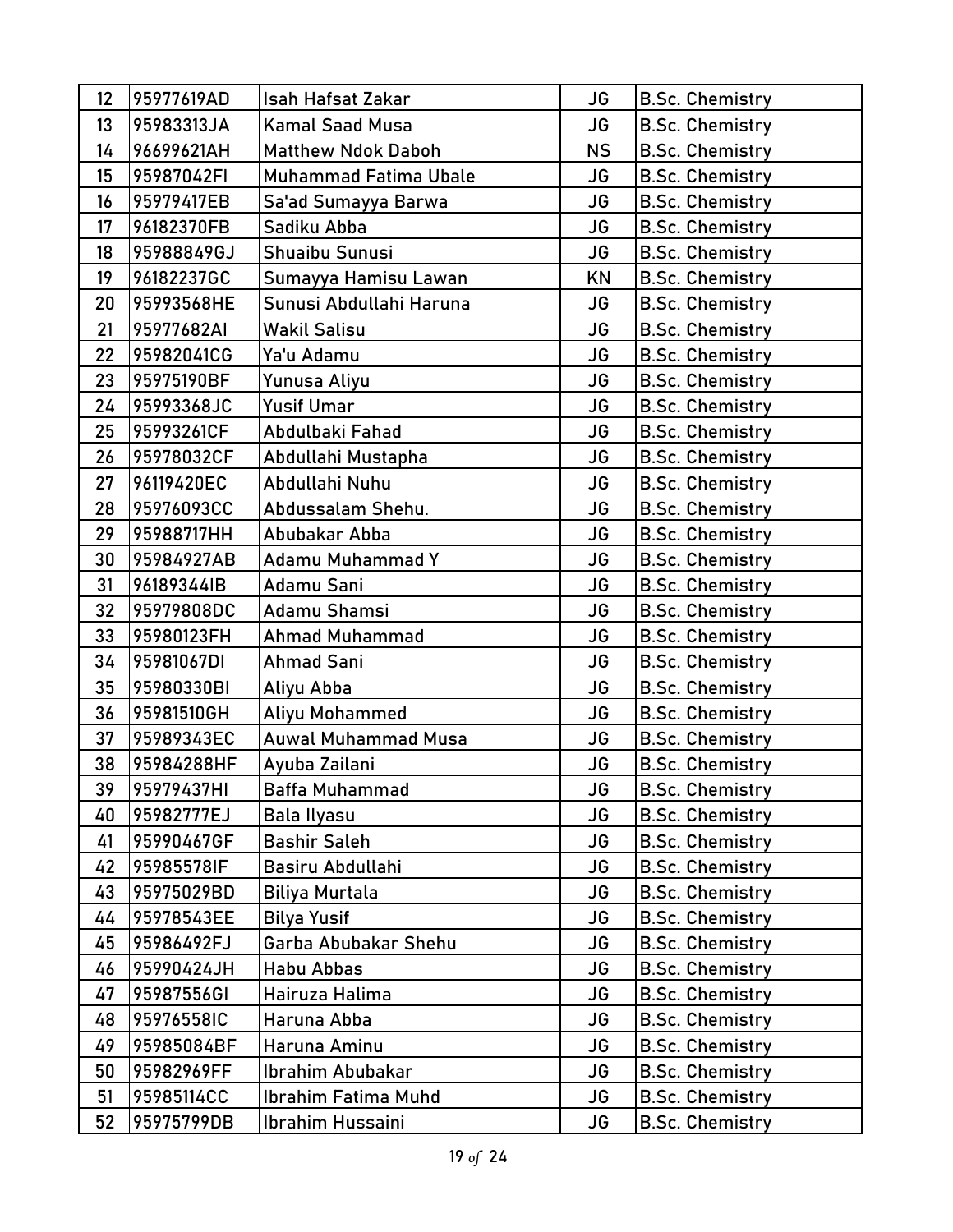| 12 | 95977619AD | Isah Hafsat Zakar | JG | B.Sc. Chemistry |
|---|---|---|---|---|
| 13 | 95983313JA | Kamal Saad Musa | JG | B.Sc. Chemistry |
| 14 | 96699621AH | Matthew Ndok Daboh | NS | B.Sc. Chemistry |
| 15 | 95987042FI | Muhammad Fatima Ubale | JG | B.Sc. Chemistry |
| 16 | 95979417EB | Sa'ad Sumayya Barwa | JG | B.Sc. Chemistry |
| 17 | 96182370FB | Sadiku Abba | JG | B.Sc. Chemistry |
| 18 | 95988849GJ | Shuaibu Sunusi | JG | B.Sc. Chemistry |
| 19 | 96182237GC | Sumayya Hamisu Lawan | KN | B.Sc. Chemistry |
| 20 | 95993568HE | Sunusi Abdullahi Haruna | JG | B.Sc. Chemistry |
| 21 | 95977682AI | Wakil Salisu | JG | B.Sc. Chemistry |
| 22 | 95982041CG | Ya'u Adamu | JG | B.Sc. Chemistry |
| 23 | 95975190BF | Yunusa Aliyu | JG | B.Sc. Chemistry |
| 24 | 95993368JC | Yusif Umar | JG | B.Sc. Chemistry |
| 25 | 95993261CF | Abdulbaki Fahad | JG | B.Sc. Chemistry |
| 26 | 95978032CF | Abdullahi Mustapha | JG | B.Sc. Chemistry |
| 27 | 96119420EC | Abdullahi Nuhu | JG | B.Sc. Chemistry |
| 28 | 95976093CC | Abdussalam Shehu. | JG | B.Sc. Chemistry |
| 29 | 95988717HH | Abubakar Abba | JG | B.Sc. Chemistry |
| 30 | 95984927AB | Adamu Muhammad Y | JG | B.Sc. Chemistry |
| 31 | 96189344IB | Adamu Sani | JG | B.Sc. Chemistry |
| 32 | 95979808DC | Adamu Shamsi | JG | B.Sc. Chemistry |
| 33 | 95980123FH | Ahmad Muhammad | JG | B.Sc. Chemistry |
| 34 | 95981067DI | Ahmad Sani | JG | B.Sc. Chemistry |
| 35 | 95980330BI | Aliyu Abba | JG | B.Sc. Chemistry |
| 36 | 95981510GH | Aliyu Mohammed | JG | B.Sc. Chemistry |
| 37 | 95989343EC | Auwal Muhammad Musa | JG | B.Sc. Chemistry |
| 38 | 95984288HF | Ayuba Zailani | JG | B.Sc. Chemistry |
| 39 | 95979437HI | Baffa Muhammad | JG | B.Sc. Chemistry |
| 40 | 95982777EJ | Bala Ilyasu | JG | B.Sc. Chemistry |
| 41 | 95990467GF | Bashir Saleh | JG | B.Sc. Chemistry |
| 42 | 95985578IF | Basiru Abdullahi | JG | B.Sc. Chemistry |
| 43 | 95975029BD | Biliya Murtala | JG | B.Sc. Chemistry |
| 44 | 95978543EE | Bilya Yusif | JG | B.Sc. Chemistry |
| 45 | 95986492FJ | Garba Abubakar Shehu | JG | B.Sc. Chemistry |
| 46 | 95990424JH | Habu Abbas | JG | B.Sc. Chemistry |
| 47 | 95987556GI | Hairuza Halima | JG | B.Sc. Chemistry |
| 48 | 95976558IC | Haruna Abba | JG | B.Sc. Chemistry |
| 49 | 95985084BF | Haruna Aminu | JG | B.Sc. Chemistry |
| 50 | 95982969FF | Ibrahim Abubakar | JG | B.Sc. Chemistry |
| 51 | 95985114CC | Ibrahim Fatima Muhd | JG | B.Sc. Chemistry |
| 52 | 95975799DB | Ibrahim Hussaini | JG | B.Sc. Chemistry |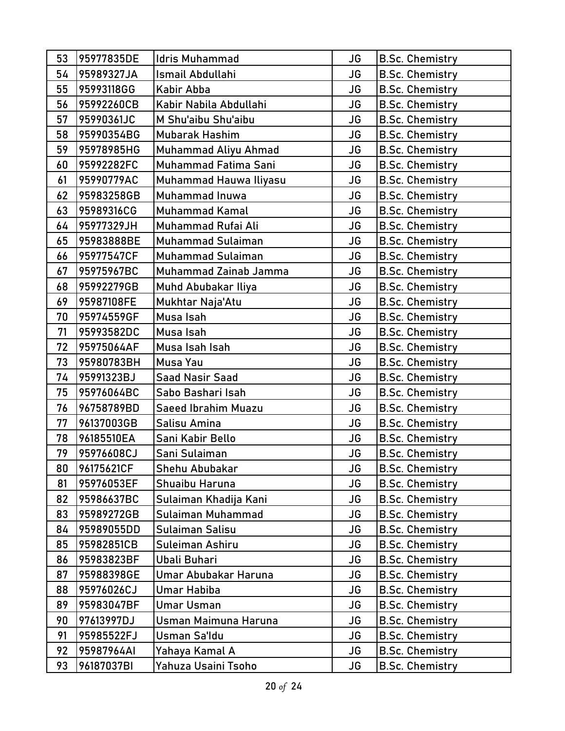| 53 | 95977835DE | Idris Muhammad | JG | B.Sc. Chemistry |
|---|---|---|---|---|
| 54 | 95989327JA | Ismail Abdullahi | JG | B.Sc. Chemistry |
| 55 | 95993118GG | Kabir Abba | JG | B.Sc. Chemistry |
| 56 | 95992260CB | Kabir Nabila Abdullahi | JG | B.Sc. Chemistry |
| 57 | 95990361JC | M Shu'aibu Shu'aibu | JG | B.Sc. Chemistry |
| 58 | 95990354BG | Mubarak Hashim | JG | B.Sc. Chemistry |
| 59 | 95978985HG | Muhammad Aliyu Ahmad | JG | B.Sc. Chemistry |
| 60 | 95992282FC | Muhammad Fatima Sani | JG | B.Sc. Chemistry |
| 61 | 95990779AC | Muhammad Hauwa Iliyasu | JG | B.Sc. Chemistry |
| 62 | 95983258GB | Muhammad Inuwa | JG | B.Sc. Chemistry |
| 63 | 95989316CG | Muhammad Kamal | JG | B.Sc. Chemistry |
| 64 | 95977329JH | Muhammad Rufai Ali | JG | B.Sc. Chemistry |
| 65 | 95983888BE | Muhammad Sulaiman | JG | B.Sc. Chemistry |
| 66 | 95977547CF | Muhammad Sulaiman | JG | B.Sc. Chemistry |
| 67 | 95975967BC | Muhammad Zainab Jamma | JG | B.Sc. Chemistry |
| 68 | 95992279GB | Muhd Abubakar Iliya | JG | B.Sc. Chemistry |
| 69 | 95987108FE | Mukhtar Naja'Atu | JG | B.Sc. Chemistry |
| 70 | 95974559GF | Musa Isah | JG | B.Sc. Chemistry |
| 71 | 95993582DC | Musa Isah | JG | B.Sc. Chemistry |
| 72 | 95975064AF | Musa Isah Isah | JG | B.Sc. Chemistry |
| 73 | 95980783BH | Musa Yau | JG | B.Sc. Chemistry |
| 74 | 95991323BJ | Saad Nasir Saad | JG | B.Sc. Chemistry |
| 75 | 95976064BC | Sabo Bashari Isah | JG | B.Sc. Chemistry |
| 76 | 96758789BD | Saeed Ibrahim Muazu | JG | B.Sc. Chemistry |
| 77 | 96137003GB | Salisu Amina | JG | B.Sc. Chemistry |
| 78 | 96185510EA | Sani Kabir Bello | JG | B.Sc. Chemistry |
| 79 | 95976608CJ | Sani Sulaiman | JG | B.Sc. Chemistry |
| 80 | 96175621CF | Shehu Abubakar | JG | B.Sc. Chemistry |
| 81 | 95976053EF | Shuaibu Haruna | JG | B.Sc. Chemistry |
| 82 | 95986637BC | Sulaiman Khadija Kani | JG | B.Sc. Chemistry |
| 83 | 95989272GB | Sulaiman Muhammad | JG | B.Sc. Chemistry |
| 84 | 95989055DD | Sulaiman Salisu | JG | B.Sc. Chemistry |
| 85 | 95982851CB | Suleiman Ashiru | JG | B.Sc. Chemistry |
| 86 | 95983823BF | Ubali Buhari | JG | B.Sc. Chemistry |
| 87 | 95988398GE | Umar Abubakar Haruna | JG | B.Sc. Chemistry |
| 88 | 95976026CJ | Umar Habiba | JG | B.Sc. Chemistry |
| 89 | 95983047BF | Umar Usman | JG | B.Sc. Chemistry |
| 90 | 97613997DJ | Usman Maimuna Haruna | JG | B.Sc. Chemistry |
| 91 | 95985522FJ | Usman Sa'Idu | JG | B.Sc. Chemistry |
| 92 | 95987964AI | Yahaya Kamal A | JG | B.Sc. Chemistry |
| 93 | 96187037BI | Yahuza Usaini Tsoho | JG | B.Sc. Chemistry |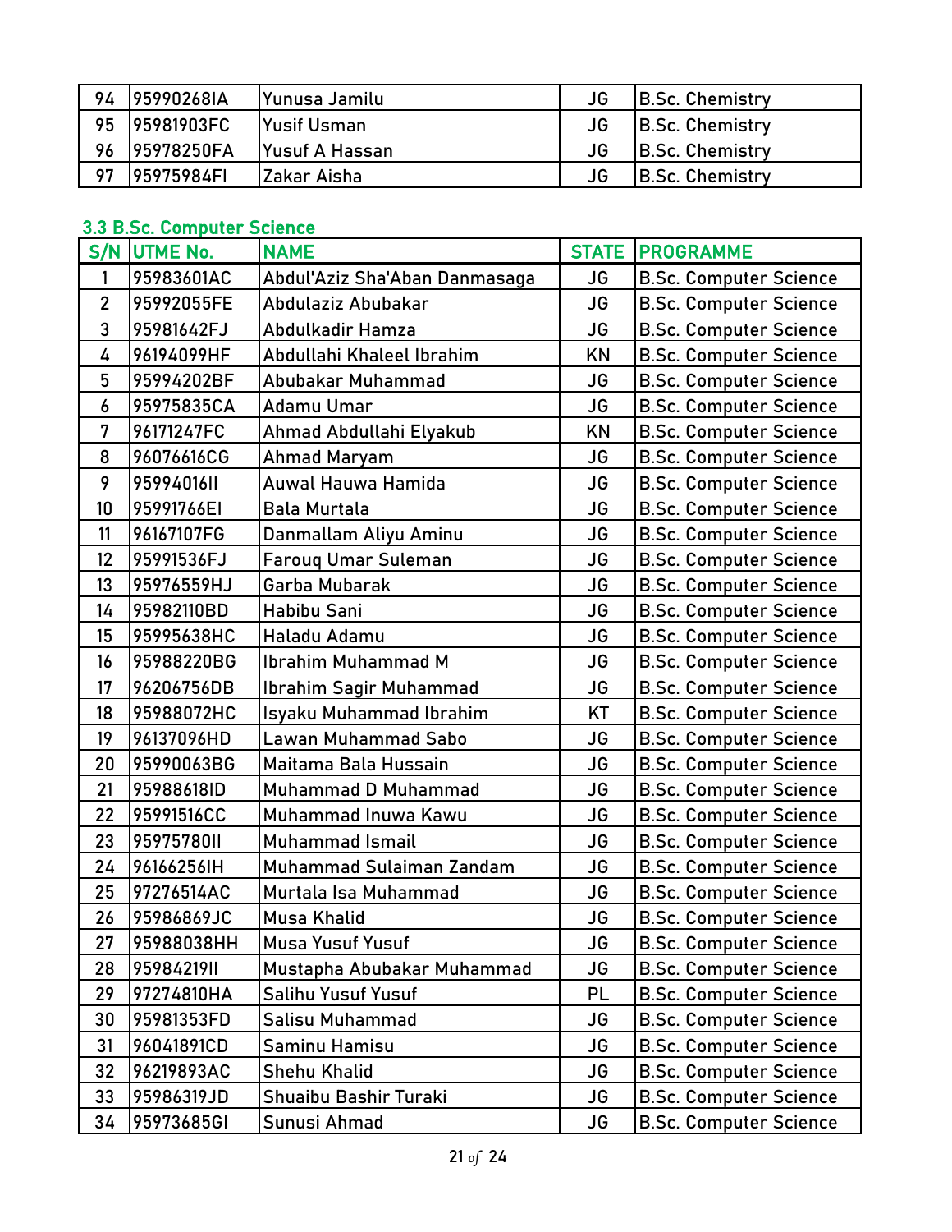| 94 | 95990268IA | Yunusa Jamilu | JG | B.Sc. Chemistry |
|---|---|---|---|---|
| 95 | 95981903FC | Yusif Usman | JG | B.Sc. Chemistry |
| 96 | 95978250FA | Yusuf A Hassan | JG | B.Sc. Chemistry |
| 97 | 95975984FI | Zakar Aisha | JG | B.Sc. Chemistry |

### 3.3 B.Sc. Computer Science

| S/N | UTME No. | NAME | STATE | PROGRAMME |
|---|---|---|---|---|
| 1 | 95983601AC | Abdul'Aziz Sha'Aban Danmasaga | JG | B.Sc. Computer Science |
| 2 | 95992055FE | Abdulaziz Abubakar | JG | B.Sc. Computer Science |
| 3 | 95981642FJ | Abdulkadir Hamza | JG | B.Sc. Computer Science |
| 4 | 96194099HF | Abdullahi Khaleel Ibrahim | KN | B.Sc. Computer Science |
| 5 | 95994202BF | Abubakar Muhammad | JG | B.Sc. Computer Science |
| 6 | 95975835CA | Adamu Umar | JG | B.Sc. Computer Science |
| 7 | 96171247FC | Ahmad Abdullahi Elyakub | KN | B.Sc. Computer Science |
| 8 | 96076616CG | Ahmad Maryam | JG | B.Sc. Computer Science |
| 9 | 95994016II | Auwal Hauwa Hamida | JG | B.Sc. Computer Science |
| 10 | 95991766EI | Bala Murtala | JG | B.Sc. Computer Science |
| 11 | 96167107FG | Danmallam Aliyu Aminu | JG | B.Sc. Computer Science |
| 12 | 95991536FJ | Farouq Umar Suleman | JG | B.Sc. Computer Science |
| 13 | 95976559HJ | Garba Mubarak | JG | B.Sc. Computer Science |
| 14 | 95982110BD | Habibu Sani | JG | B.Sc. Computer Science |
| 15 | 95995638HC | Haladu Adamu | JG | B.Sc. Computer Science |
| 16 | 95988220BG | Ibrahim Muhammad M | JG | B.Sc. Computer Science |
| 17 | 96206756DB | Ibrahim Sagir Muhammad | JG | B.Sc. Computer Science |
| 18 | 95988072HC | Isyaku Muhammad Ibrahim | KT | B.Sc. Computer Science |
| 19 | 96137096HD | Lawan Muhammad Sabo | JG | B.Sc. Computer Science |
| 20 | 95990063BG | Maitama Bala Hussain | JG | B.Sc. Computer Science |
| 21 | 95988618ID | Muhammad D Muhammad | JG | B.Sc. Computer Science |
| 22 | 95991516CC | Muhammad Inuwa Kawu | JG | B.Sc. Computer Science |
| 23 | 95975780II | Muhammad Ismail | JG | B.Sc. Computer Science |
| 24 | 96166256IH | Muhammad Sulaiman Zandam | JG | B.Sc. Computer Science |
| 25 | 97276514AC | Murtala Isa Muhammad | JG | B.Sc. Computer Science |
| 26 | 95986869JC | Musa Khalid | JG | B.Sc. Computer Science |
| 27 | 95988038HH | Musa Yusuf Yusuf | JG | B.Sc. Computer Science |
| 28 | 95984219II | Mustapha Abubakar Muhammad | JG | B.Sc. Computer Science |
| 29 | 97274810HA | Salihu Yusuf Yusuf | PL | B.Sc. Computer Science |
| 30 | 95981353FD | Salisu Muhammad | JG | B.Sc. Computer Science |
| 31 | 96041891CD | Saminu Hamisu | JG | B.Sc. Computer Science |
| 32 | 96219893AC | Shehu Khalid | JG | B.Sc. Computer Science |
| 33 | 95986319JD | Shuaibu Bashir Turaki | JG | B.Sc. Computer Science |
| 34 | 95973685GI | Sunusi Ahmad | JG | B.Sc. Computer Science |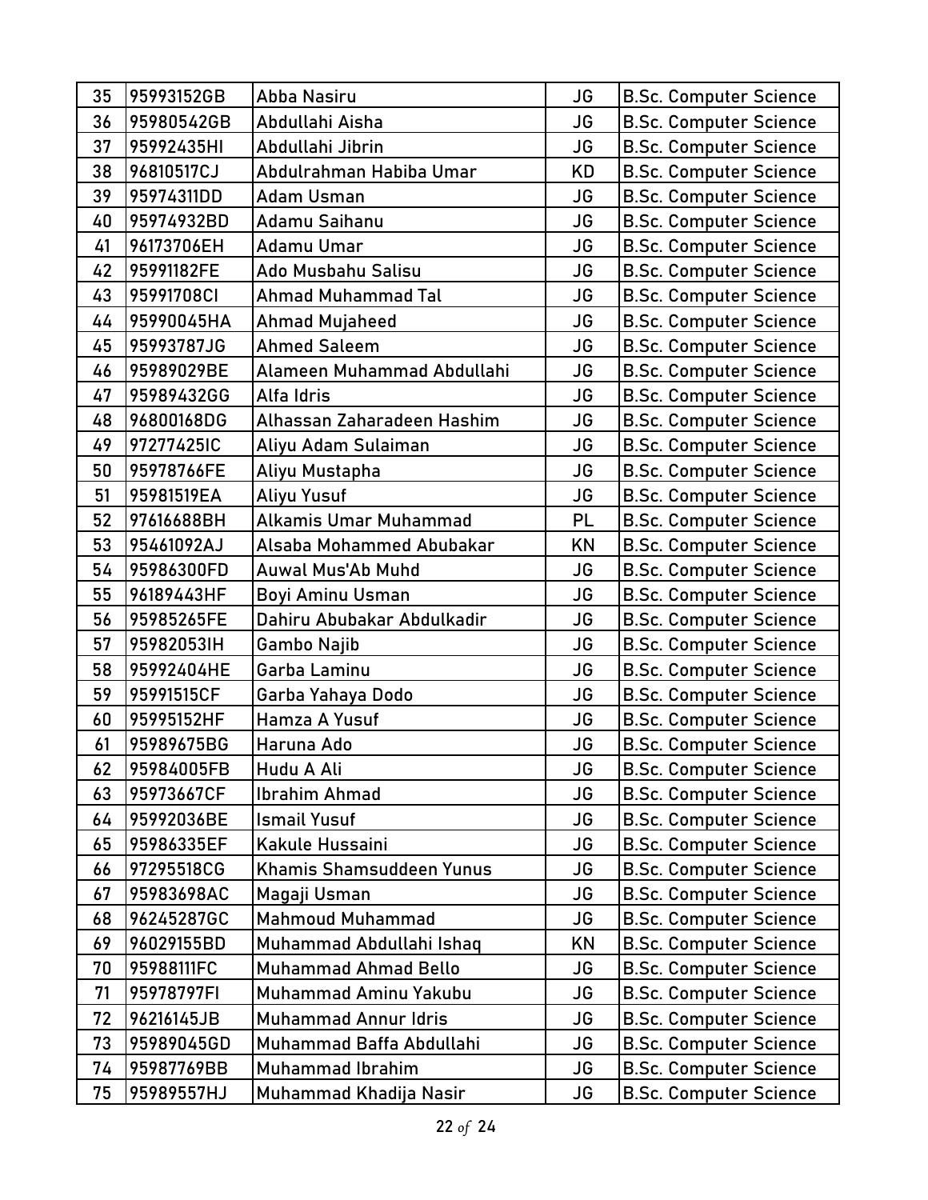| 35 | 95993152GB | Abba Nasiru | JG | B.Sc. Computer Science |
|---|---|---|---|---|
| 36 | 95980542GB | Abdullahi Aisha | JG | B.Sc. Computer Science |
| 37 | 95992435HI | Abdullahi Jibrin | JG | B.Sc. Computer Science |
| 38 | 96810517CJ | Abdulrahman Habiba Umar | KD | B.Sc. Computer Science |
| 39 | 95974311DD | Adam Usman | JG | B.Sc. Computer Science |
| 40 | 95974932BD | Adamu Saihanu | JG | B.Sc. Computer Science |
| 41 | 96173706EH | Adamu Umar | JG | B.Sc. Computer Science |
| 42 | 95991182FE | Ado Musbahu Salisu | JG | B.Sc. Computer Science |
| 43 | 95991708CI | Ahmad Muhammad Tal | JG | B.Sc. Computer Science |
| 44 | 95990045HA | Ahmad Mujaheed | JG | B.Sc. Computer Science |
| 45 | 95993787JG | Ahmed Saleem | JG | B.Sc. Computer Science |
| 46 | 95989029BE | Alameen Muhammad Abdullahi | JG | B.Sc. Computer Science |
| 47 | 95989432GG | Alfa Idris | JG | B.Sc. Computer Science |
| 48 | 96800168DG | Alhassan Zaharadeen Hashim | JG | B.Sc. Computer Science |
| 49 | 97277425IC | Aliyu Adam Sulaiman | JG | B.Sc. Computer Science |
| 50 | 95978766FE | Aliyu Mustapha | JG | B.Sc. Computer Science |
| 51 | 95981519EA | Aliyu Yusuf | JG | B.Sc. Computer Science |
| 52 | 97616688BH | Alkamis Umar Muhammad | PL | B.Sc. Computer Science |
| 53 | 95461092AJ | Alsaba Mohammed Abubakar | KN | B.Sc. Computer Science |
| 54 | 95986300FD | Auwal Mus'Ab Muhd | JG | B.Sc. Computer Science |
| 55 | 96189443HF | Boyi Aminu Usman | JG | B.Sc. Computer Science |
| 56 | 95985265FE | Dahiru Abubakar Abdulkadir | JG | B.Sc. Computer Science |
| 57 | 95982053IH | Gambo Najib | JG | B.Sc. Computer Science |
| 58 | 95992404HE | Garba Laminu | JG | B.Sc. Computer Science |
| 59 | 95991515CF | Garba Yahaya Dodo | JG | B.Sc. Computer Science |
| 60 | 95995152HF | Hamza A Yusuf | JG | B.Sc. Computer Science |
| 61 | 95989675BG | Haruna Ado | JG | B.Sc. Computer Science |
| 62 | 95984005FB | Hudu A Ali | JG | B.Sc. Computer Science |
| 63 | 95973667CF | Ibrahim Ahmad | JG | B.Sc. Computer Science |
| 64 | 95992036BE | Ismail Yusuf | JG | B.Sc. Computer Science |
| 65 | 95986335EF | Kakule Hussaini | JG | B.Sc. Computer Science |
| 66 | 97295518CG | Khamis Shamsuddeen Yunus | JG | B.Sc. Computer Science |
| 67 | 95983698AC | Magaji Usman | JG | B.Sc. Computer Science |
| 68 | 96245287GC | Mahmoud Muhammad | JG | B.Sc. Computer Science |
| 69 | 96029155BD | Muhammad Abdullahi Ishaq | KN | B.Sc. Computer Science |
| 70 | 95988111FC | Muhammad Ahmad Bello | JG | B.Sc. Computer Science |
| 71 | 95978797FI | Muhammad Aminu Yakubu | JG | B.Sc. Computer Science |
| 72 | 96216145JB | Muhammad Annur Idris | JG | B.Sc. Computer Science |
| 73 | 95989045GD | Muhammad Baffa Abdullahi | JG | B.Sc. Computer Science |
| 74 | 95987769BB | Muhammad Ibrahim | JG | B.Sc. Computer Science |
| 75 | 95989557HJ | Muhammad Khadija Nasir | JG | B.Sc. Computer Science |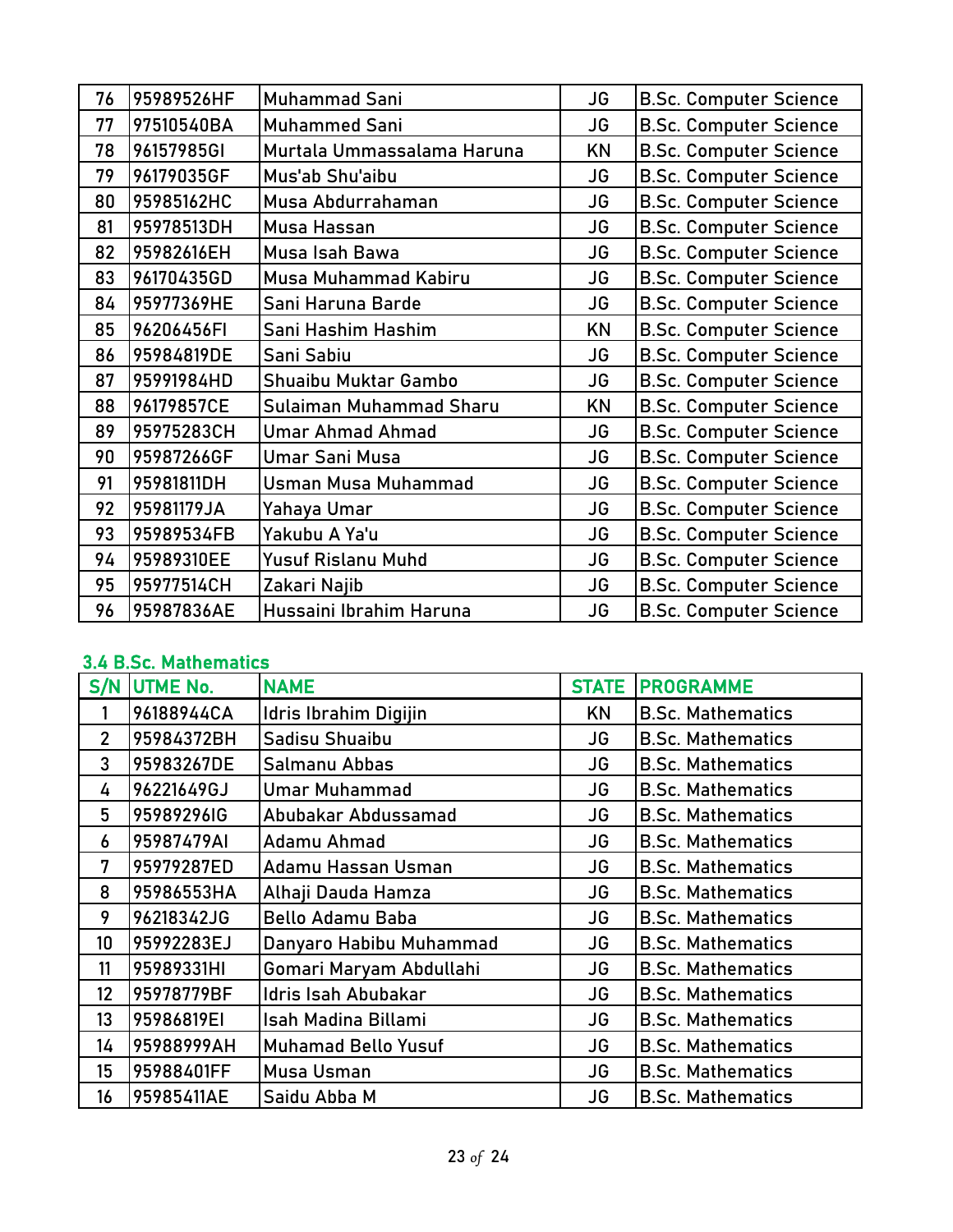| | | | | |
|---|---|---|---|---|
| 76 | 95989526HF | Muhammad Sani | JG | B.Sc. Computer Science |
| 77 | 97510540BA | Muhammed Sani | JG | B.Sc. Computer Science |
| 78 | 96157985GI | Murtala Ummassalama Haruna | KN | B.Sc. Computer Science |
| 79 | 96179035GF | Mus'ab Shu'aibu | JG | B.Sc. Computer Science |
| 80 | 95985162HC | Musa Abdurrahaman | JG | B.Sc. Computer Science |
| 81 | 95978513DH | Musa Hassan | JG | B.Sc. Computer Science |
| 82 | 95982616EH | Musa Isah Bawa | JG | B.Sc. Computer Science |
| 83 | 96170435GD | Musa Muhammad Kabiru | JG | B.Sc. Computer Science |
| 84 | 95977369HE | Sani Haruna Barde | JG | B.Sc. Computer Science |
| 85 | 96206456FI | Sani Hashim Hashim | KN | B.Sc. Computer Science |
| 86 | 95984819DE | Sani Sabiu | JG | B.Sc. Computer Science |
| 87 | 95991984HD | Shuaibu Muktar Gambo | JG | B.Sc. Computer Science |
| 88 | 96179857CE | Sulaiman Muhammad Sharu | KN | B.Sc. Computer Science |
| 89 | 95975283CH | Umar Ahmad Ahmad | JG | B.Sc. Computer Science |
| 90 | 95987266GF | Umar Sani Musa | JG | B.Sc. Computer Science |
| 91 | 95981811DH | Usman Musa Muhammad | JG | B.Sc. Computer Science |
| 92 | 95981179JA | Yahaya Umar | JG | B.Sc. Computer Science |
| 93 | 95989534FB | Yakubu A Ya'u | JG | B.Sc. Computer Science |
| 94 | 95989310EE | Yusuf Rislanu Muhd | JG | B.Sc. Computer Science |
| 95 | 95977514CH | Zakari Najib | JG | B.Sc. Computer Science |
| 96 | 95987836AE | Hussaini Ibrahim Haruna | JG | B.Sc. Computer Science |

### 3.4 B.Sc. Mathematics

| S/N | UTME No. | NAME | STATE | PROGRAMME |
|---|---|---|---|---|
| 1 | 96188944CA | Idris Ibrahim Digijin | KN | B.Sc. Mathematics |
| 2 | 95984372BH | Sadisu Shuaibu | JG | B.Sc. Mathematics |
| 3 | 95983267DE | Salmanu Abbas | JG | B.Sc. Mathematics |
| 4 | 96221649GJ | Umar Muhammad | JG | B.Sc. Mathematics |
| 5 | 95989296IG | Abubakar Abdussamad | JG | B.Sc. Mathematics |
| 6 | 95987479AI | Adamu Ahmad | JG | B.Sc. Mathematics |
| 7 | 95979287ED | Adamu Hassan Usman | JG | B.Sc. Mathematics |
| 8 | 95986553HA | Alhaji Dauda Hamza | JG | B.Sc. Mathematics |
| 9 | 96218342JG | Bello Adamu Baba | JG | B.Sc. Mathematics |
| 10 | 95992283EJ | Danyaro Habibu Muhammad | JG | B.Sc. Mathematics |
| 11 | 95989331HI | Gomari Maryam Abdullahi | JG | B.Sc. Mathematics |
| 12 | 95978779BF | Idris Isah Abubakar | JG | B.Sc. Mathematics |
| 13 | 95986819EI | Isah Madina Billami | JG | B.Sc. Mathematics |
| 14 | 95988999AH | Muhamad Bello Yusuf | JG | B.Sc. Mathematics |
| 15 | 95988401FF | Musa Usman | JG | B.Sc. Mathematics |
| 16 | 95985411AE | Saidu Abba M | JG | B.Sc. Mathematics |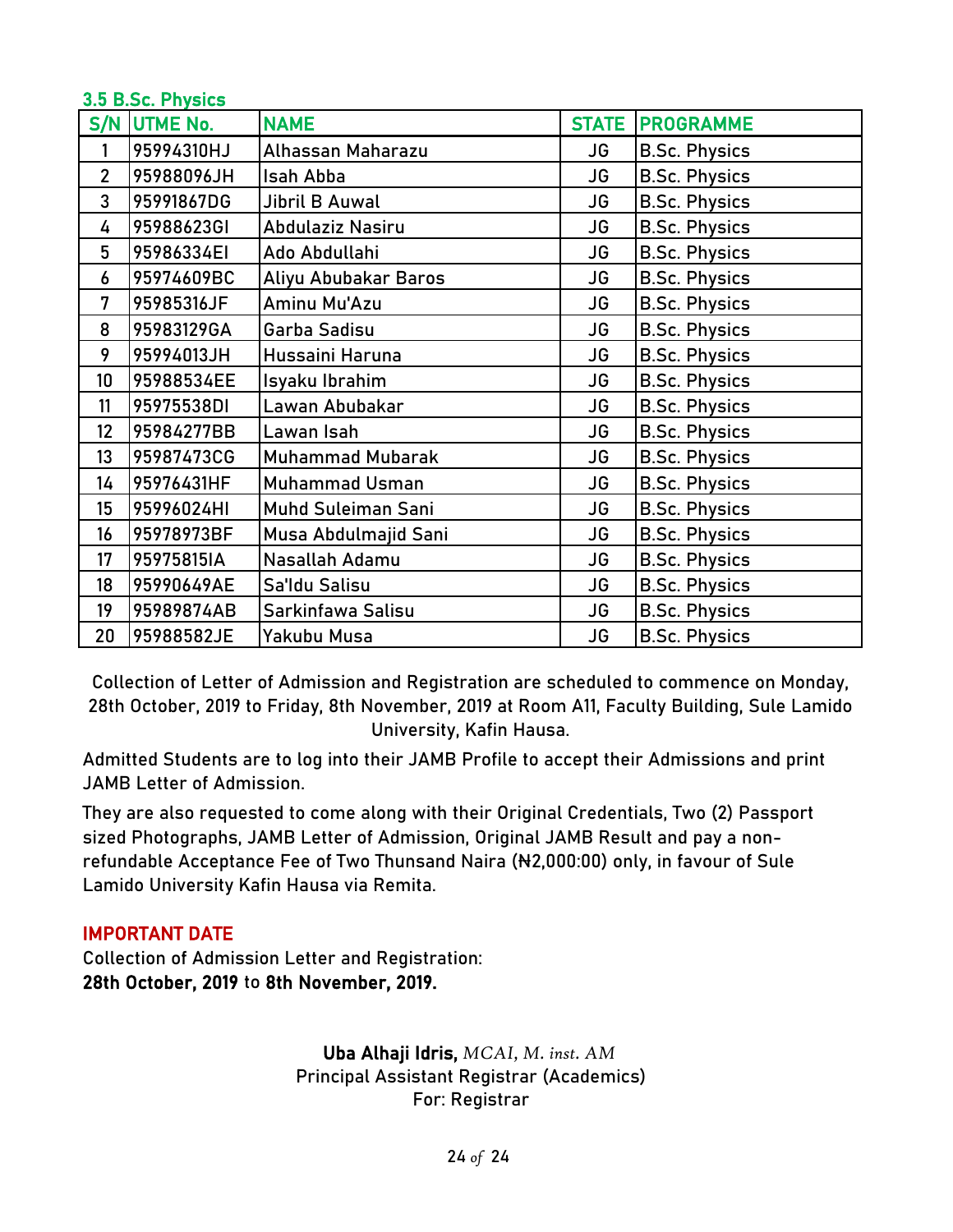### 3.5 B.Sc. Physics

| S/N | UTME No. | NAME | STATE | PROGRAMME |
|---|---|---|---|---|
| 1 | 95994310HJ | Alhassan Maharazu | JG | B.Sc. Physics |
| 2 | 95988096JH | Isah Abba | JG | B.Sc. Physics |
| 3 | 95991867DG | Jibril B Auwal | JG | B.Sc. Physics |
| 4 | 95988623GI | Abdulaziz Nasiru | JG | B.Sc. Physics |
| 5 | 95986334EI | Ado Abdullahi | JG | B.Sc. Physics |
| 6 | 95974609BC | Aliyu Abubakar Baros | JG | B.Sc. Physics |
| 7 | 95985316JF | Aminu Mu'Azu | JG | B.Sc. Physics |
| 8 | 95983129GA | Garba Sadisu | JG | B.Sc. Physics |
| 9 | 95994013JH | Hussaini Haruna | JG | B.Sc. Physics |
| 10 | 95988534EE | Isyaku Ibrahim | JG | B.Sc. Physics |
| 11 | 95975538DI | Lawan Abubakar | JG | B.Sc. Physics |
| 12 | 95984277BB | Lawan Isah | JG | B.Sc. Physics |
| 13 | 95987473CG | Muhammad Mubarak | JG | B.Sc. Physics |
| 14 | 95976431HF | Muhammad Usman | JG | B.Sc. Physics |
| 15 | 95996024HI | Muhd Suleiman Sani | JG | B.Sc. Physics |
| 16 | 95978973BF | Musa Abdulmajid Sani | JG | B.Sc. Physics |
| 17 | 95975815IA | Nasallah Adamu | JG | B.Sc. Physics |
| 18 | 95990649AE | Sa'Idu Salisu | JG | B.Sc. Physics |
| 19 | 95989874AB | Sarkinfawa Salisu | JG | B.Sc. Physics |
| 20 | 95988582JE | Yakubu Musa | JG | B.Sc. Physics |

Collection of Letter of Admission and Registration are scheduled to commence on Monday, 28th October, 2019 to Friday, 8th November, 2019 at Room A11, Faculty Building, Sule Lamido University, Kafin Hausa.

Admitted Students are to log into their JAMB Profile to accept their Admissions and print JAMB Letter of Admission.

They are also requested to come along with their Original Credentials, Two (2) Passport sized Photographs, JAMB Letter of Admission, Original JAMB Result and pay a non-refundable Acceptance Fee of Two Thunsand Naira (₦2,000:00) only, in favour of Sule Lamido University Kafin Hausa via Remita.

## IMPORTANT DATE

Collection of Admission Letter and Registration:
**28th October, 2019** to **8th November, 2019.**

**Uba Alhaji Idris,** *MCAI, M. inst. AM*
Principal Assistant Registrar (Academics)
For: Registrar